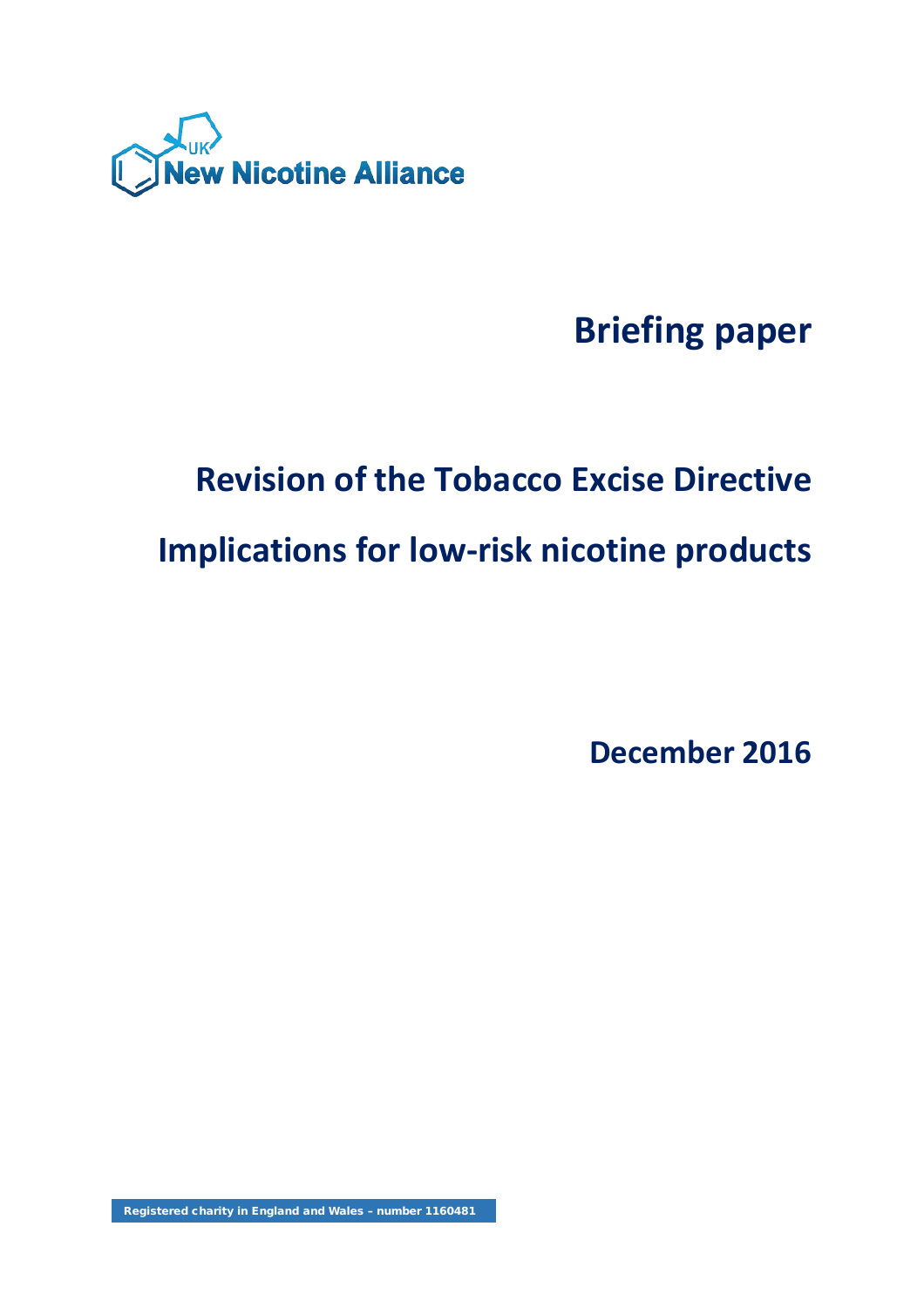New Nicotine Alliance UK

# Briefing paper

## Revision of the Tobacco Excise Directive

## Implications for low-risk nicotine products

**December 2016**

Registered charity in England and Wales – number 1160481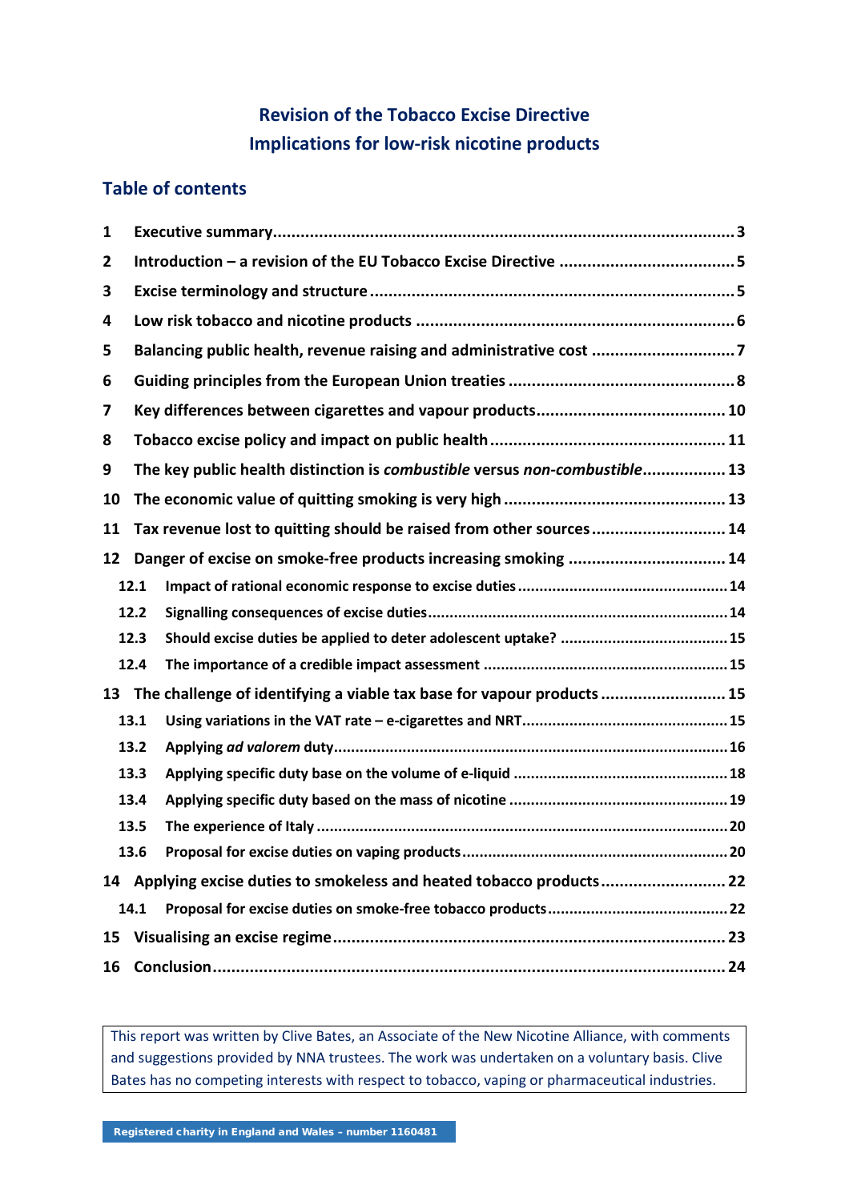## Revision of the Tobacco Excise Directive
## Implications for low-risk nicotine products

### Table of contents

1 Executive summary ... 3
2 Introduction – a revision of the EU Tobacco Excise Directive ... 5
3 Excise terminology and structure ... 5
4 Low risk tobacco and nicotine products ... 6
5 Balancing public health, revenue raising and administrative cost ... 7
6 Guiding principles from the European Union treaties ... 8
7 Key differences between cigarettes and vapour products ... 10
8 Tobacco excise policy and impact on public health ... 11
9 The key public health distinction is *combustible* versus *non-combustible* ... 13
10 The economic value of quitting smoking is very high ... 13
11 Tax revenue lost to quitting should be raised from other sources ... 14
12 Danger of excise on smoke-free products increasing smoking ... 14
  12.1 Impact of rational economic response to excise duties ... 14
  12.2 Signalling consequences of excise duties ... 14
  12.3 Should excise duties be applied to deter adolescent uptake? ... 15
  12.4 The importance of a credible impact assessment ... 15
13 The challenge of identifying a viable tax base for vapour products ... 15
  13.1 Using variations in the VAT rate – e-cigarettes and NRT ... 15
  13.2 Applying *ad valorem* duty ... 16
  13.3 Applying specific duty base on the volume of e-liquid ... 18
  13.4 Applying specific duty based on the mass of nicotine ... 19
  13.5 The experience of Italy ... 20
  13.6 Proposal for excise duties on vaping products ... 20
14 Applying excise duties to smokeless and heated tobacco products ... 22
  14.1 Proposal for excise duties on smoke-free tobacco products ... 22
15 Visualising an excise regime ... 23
16 Conclusion ... 24

> This report was written by Clive Bates, an Associate of the New Nicotine Alliance, with comments and suggestions provided by NNA trustees. The work was undertaken on a voluntary basis. Clive Bates has no competing interests with respect to tobacco, vaping or pharmaceutical industries.

Registered charity in England and Wales – number 1160481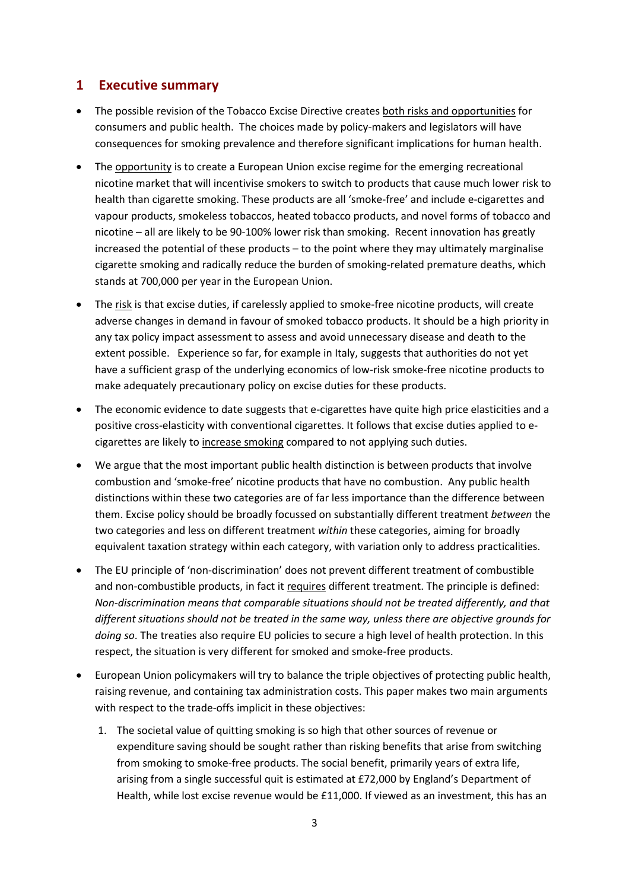# 1 Executive summary

- The possible revision of the Tobacco Excise Directive creates both risks and opportunities for consumers and public health. The choices made by policy-makers and legislators will have consequences for smoking prevalence and therefore significant implications for human health.
- The opportunity is to create a European Union excise regime for the emerging recreational nicotine market that will incentivise smokers to switch to products that cause much lower risk to health than cigarette smoking. These products are all 'smoke-free' and include e-cigarettes and vapour products, smokeless tobaccos, heated tobacco products, and novel forms of tobacco and nicotine – all are likely to be 90-100% lower risk than smoking. Recent innovation has greatly increased the potential of these products – to the point where they may ultimately marginalise cigarette smoking and radically reduce the burden of smoking-related premature deaths, which stands at 700,000 per year in the European Union.
- The risk is that excise duties, if carelessly applied to smoke-free nicotine products, will create adverse changes in demand in favour of smoked tobacco products. It should be a high priority in any tax policy impact assessment to assess and avoid unnecessary disease and death to the extent possible. Experience so far, for example in Italy, suggests that authorities do not yet have a sufficient grasp of the underlying economics of low-risk smoke-free nicotine products to make adequately precautionary policy on excise duties for these products.
- The economic evidence to date suggests that e-cigarettes have quite high price elasticities and a positive cross-elasticity with conventional cigarettes. It follows that excise duties applied to e-cigarettes are likely to increase smoking compared to not applying such duties.
- We argue that the most important public health distinction is between products that involve combustion and 'smoke-free' nicotine products that have no combustion. Any public health distinctions within these two categories are of far less importance than the difference between them. Excise policy should be broadly focussed on substantially different treatment *between* the two categories and less on different treatment *within* these categories, aiming for broadly equivalent taxation strategy within each category, with variation only to address practicalities.
- The EU principle of 'non-discrimination' does not prevent different treatment of combustible and non-combustible products, in fact it requires different treatment. The principle is defined: *Non-discrimination means that comparable situations should not be treated differently, and that different situations should not be treated in the same way, unless there are objective grounds for doing so*. The treaties also require EU policies to secure a high level of health protection. In this respect, the situation is very different for smoked and smoke-free products.
- European Union policymakers will try to balance the triple objectives of protecting public health, raising revenue, and containing tax administration costs. This paper makes two main arguments with respect to the trade-offs implicit in these objectives:
  1. The societal value of quitting smoking is so high that other sources of revenue or expenditure saving should be sought rather than risking benefits that arise from switching from smoking to smoke-free products. The social benefit, primarily years of extra life, arising from a single successful quit is estimated at £72,000 by England's Department of Health, while lost excise revenue would be £11,000. If viewed as an investment, this has an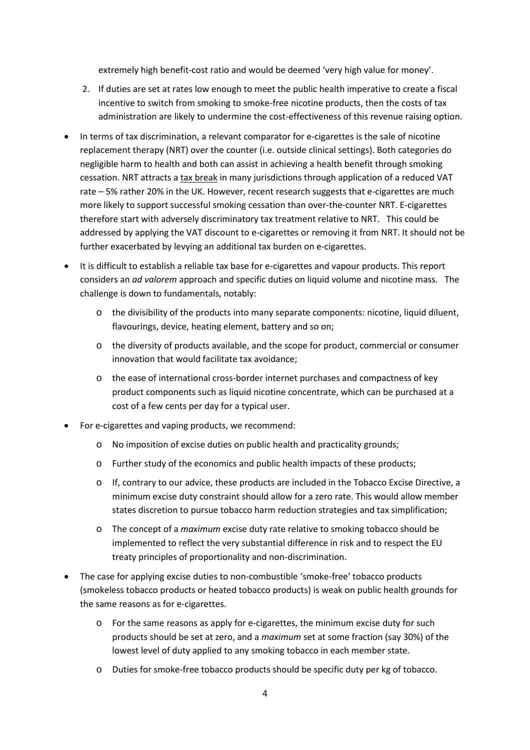extremely high benefit-cost ratio and would be deemed 'very high value for money'.

2. If duties are set at rates low enough to meet the public health imperative to create a fiscal incentive to switch from smoking to smoke-free nicotine products, then the costs of tax administration are likely to undermine the cost-effectiveness of this revenue raising option.

- In terms of tax discrimination, a relevant comparator for e-cigarettes is the sale of nicotine replacement therapy (NRT) over the counter (i.e. outside clinical settings). Both categories do negligible harm to health and both can assist in achieving a health benefit through smoking cessation. NRT attracts a tax break in many jurisdictions through application of a reduced VAT rate – 5% rather 20% in the UK. However, recent research suggests that e-cigarettes are much more likely to support successful smoking cessation than over-the-counter NRT. E-cigarettes therefore start with adversely discriminatory tax treatment relative to NRT. This could be addressed by applying the VAT discount to e-cigarettes or removing it from NRT. It should not be further exacerbated by levying an additional tax burden on e-cigarettes.
- It is difficult to establish a reliable tax base for e-cigarettes and vapour products. This report considers an *ad valorem* approach and specific duties on liquid volume and nicotine mass. The challenge is down to fundamentals, notably:
  - the divisibility of the products into many separate components: nicotine, liquid diluent, flavourings, device, heating element, battery and so on;
  - the diversity of products available, and the scope for product, commercial or consumer innovation that would facilitate tax avoidance;
  - the ease of international cross-border internet purchases and compactness of key product components such as liquid nicotine concentrate, which can be purchased at a cost of a few cents per day for a typical user.
- For e-cigarettes and vaping products, we recommend:
  - No imposition of excise duties on public health and practicality grounds;
  - Further study of the economics and public health impacts of these products;
  - If, contrary to our advice, these products are included in the Tobacco Excise Directive, a minimum excise duty constraint should allow for a zero rate. This would allow member states discretion to pursue tobacco harm reduction strategies and tax simplification;
  - The concept of a *maximum* excise duty rate relative to smoking tobacco should be implemented to reflect the very substantial difference in risk and to respect the EU treaty principles of proportionality and non-discrimination.
- The case for applying excise duties to non-combustible 'smoke-free' tobacco products (smokeless tobacco products or heated tobacco products) is weak on public health grounds for the same reasons as for e-cigarettes.
  - For the same reasons as apply for e-cigarettes, the minimum excise duty for such products should be set at zero, and a *maximum* set at some fraction (say 30%) of the lowest level of duty applied to any smoking tobacco in each member state.
  - Duties for smoke-free tobacco products should be specific duty per kg of tobacco.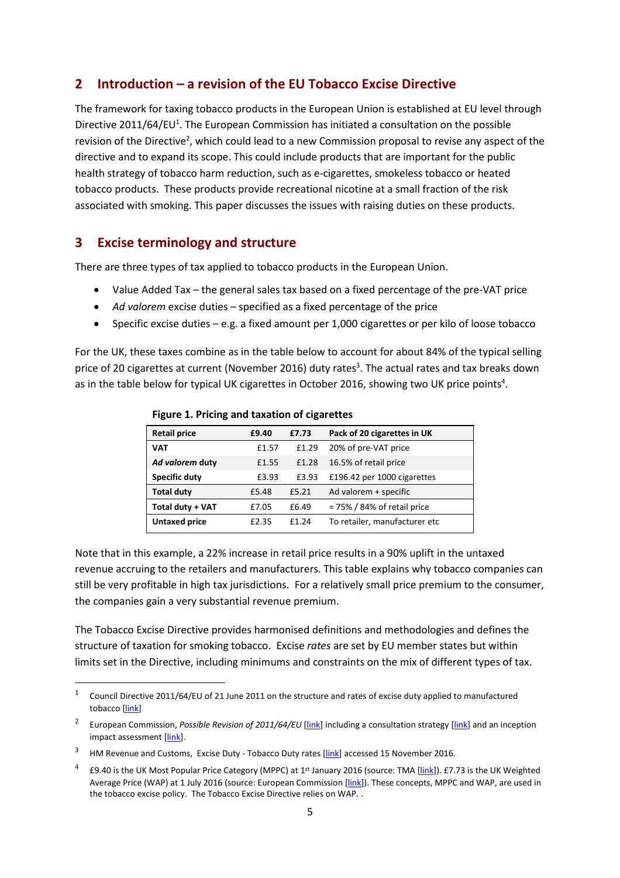## 2 Introduction – a revision of the EU Tobacco Excise Directive

The framework for taxing tobacco products in the European Union is established at EU level through Directive 2011/64/EU[1]. The European Commission has initiated a consultation on the possible revision of the Directive[2], which could lead to a new Commission proposal to revise any aspect of the directive and to expand its scope. This could include products that are important for the public health strategy of tobacco harm reduction, such as e-cigarettes, smokeless tobacco or heated tobacco products. These products provide recreational nicotine at a small fraction of the risk associated with smoking. This paper discusses the issues with raising duties on these products.

## 3 Excise terminology and structure

There are three types of tax applied to tobacco products in the European Union.

- Value Added Tax – the general sales tax based on a fixed percentage of the pre-VAT price
- *Ad valorem* excise duties – specified as a fixed percentage of the price
- Specific excise duties – e.g. a fixed amount per 1,000 cigarettes or per kilo of loose tobacco

For the UK, these taxes combine as in the table below to account for about 84% of the typical selling price of 20 cigarettes at current (November 2016) duty rates[3]. The actual rates and tax breaks down as in the table below for typical UK cigarettes in October 2016, showing two UK price points[4].

**Figure 1. Pricing and taxation of cigarettes**

| Retail price | £9.40 | £7.73 | Pack of 20 cigarettes in UK |
|---|---|---|---|
| **VAT** | £1.57 | £1.29 | 20% of pre-VAT price |
| ***Ad valorem* duty** | £1.55 | £1.28 | 16.5% of retail price |
| **Specific duty** | £3.93 | £3.93 | £196.42 per 1000 cigarettes |
| **Total duty** | £5.48 | £5.21 | Ad valorem + specific |
| **Total duty + VAT** | £7.05 | £6.49 | = 75% / 84% of retail price |
| **Untaxed price** | £2.35 | £1.24 | To retailer, manufacturer etc |

Note that in this example, a 22% increase in retail price results in a 90% uplift in the untaxed revenue accruing to the retailers and manufacturers. This table explains why tobacco companies can still be very profitable in high tax jurisdictions. For a relatively small price premium to the consumer, the companies gain a very substantial revenue premium.

The Tobacco Excise Directive provides harmonised definitions and methodologies and defines the structure of taxation for smoking tobacco. Excise *rates* are set by EU member states but within limits set in the Directive, including minimums and constraints on the mix of different types of tax.

---

[1] Council Directive 2011/64/EU of 21 June 2011 on the structure and rates of excise duty applied to manufactured tobacco [link]

[2] European Commission, *Possible Revision of 2011/64/EU* [link] including a consultation strategy [link] and an inception impact assessment [link].

[3] HM Revenue and Customs, Excise Duty - Tobacco Duty rates [link] accessed 15 November 2016.

[4] £9.40 is the UK Most Popular Price Category (MPPC) at 1st January 2016 (source: TMA [link]). £7.73 is the UK Weighted Average Price (WAP) at 1 July 2016 (source: European Commission [link]). These concepts, MPPC and WAP, are used in the tobacco excise policy. The Tobacco Excise Directive relies on WAP. .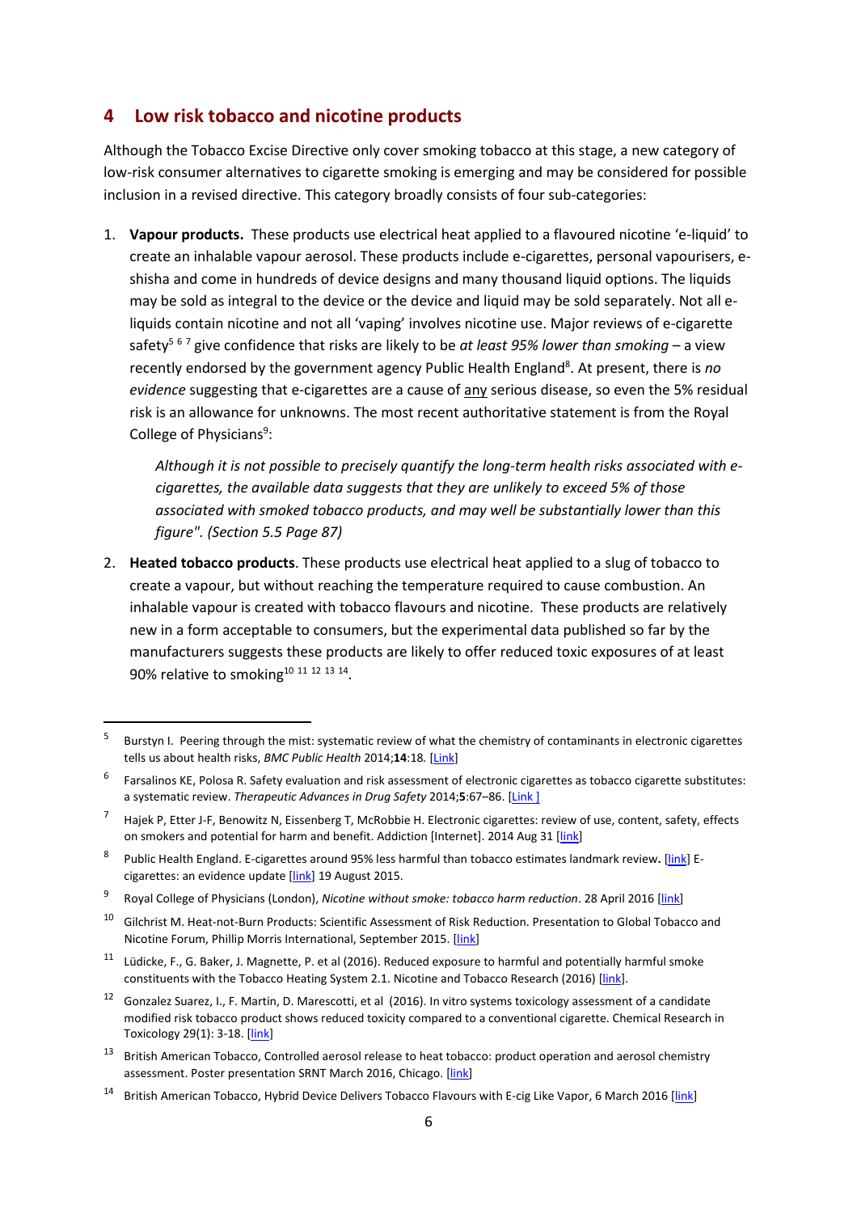## 4 Low risk tobacco and nicotine products

Although the Tobacco Excise Directive only cover smoking tobacco at this stage, a new category of low-risk consumer alternatives to cigarette smoking is emerging and may be considered for possible inclusion in a revised directive. This category broadly consists of four sub-categories:

1. **Vapour products.** These products use electrical heat applied to a flavoured nicotine 'e-liquid' to create an inhalable vapour aerosol. These products include e-cigarettes, personal vapourisers, e-shisha and come in hundreds of device designs and many thousand liquid options. The liquids may be sold as integral to the device or the device and liquid may be sold separately. Not all e-liquids contain nicotine and not all 'vaping' involves nicotine use. Major reviews of e-cigarette safety[5] [6] [7] give confidence that risks are likely to be *at least 95% lower than smoking* – a view recently endorsed by the government agency Public Health England[8]. At present, there is *no evidence* suggesting that e-cigarettes are a cause of <u>any</u> serious disease, so even the 5% residual risk is an allowance for unknowns. The most recent authoritative statement is from the Royal College of Physicians[9]:

   > *Although it is not possible to precisely quantify the long-term health risks associated with e-cigarettes, the available data suggests that they are unlikely to exceed 5% of those associated with smoked tobacco products, and may well be substantially lower than this figure". (Section 5.5 Page 87)*

2. **Heated tobacco products**. These products use electrical heat applied to a slug of tobacco to create a vapour, but without reaching the temperature required to cause combustion. An inhalable vapour is created with tobacco flavours and nicotine. These products are relatively new in a form acceptable to consumers, but the experimental data published so far by the manufacturers suggests these products are likely to offer reduced toxic exposures of at least 90% relative to smoking[10] [11] [12] [13] [14].

---

[5] Burstyn I. Peering through the mist: systematic review of what the chemistry of contaminants in electronic cigarettes tells us about health risks, *BMC Public Health* 2014;**14**:18*.* [Link]

[6] Farsalinos KE, Polosa R. Safety evaluation and risk assessment of electronic cigarettes as tobacco cigarette substitutes: a systematic review. *Therapeutic Advances in Drug Safety* 2014;**5**:67–86. [Link ]

[7] Hajek P, Etter J-F, Benowitz N, Eissenberg T, McRobbie H. Electronic cigarettes: review of use, content, safety, effects on smokers and potential for harm and benefit. Addiction [Internet]. 2014 Aug 31 [link]

[8] Public Health England. E-cigarettes around 95% less harmful than tobacco estimates landmark review**.** [link] E-cigarettes: an evidence update [link] 19 August 2015.

[9] Royal College of Physicians (London), *Nicotine without smoke: tobacco harm reduction*. 28 April 2016 [link]

[10] Gilchrist M. Heat-not-Burn Products: Scientific Assessment of Risk Reduction. Presentation to Global Tobacco and Nicotine Forum, Phillip Morris International, September 2015. [link]

[11] Lüdicke, F., G. Baker, J. Magnette, P. et al (2016). Reduced exposure to harmful and potentially harmful smoke constituents with the Tobacco Heating System 2.1. Nicotine and Tobacco Research (2016) [link].

[12] Gonzalez Suarez, I., F. Martin, D. Marescotti, et al (2016). In vitro systems toxicology assessment of a candidate modified risk tobacco product shows reduced toxicity compared to a conventional cigarette. Chemical Research in Toxicology 29(1): 3-18. [link]

[13] British American Tobacco, Controlled aerosol release to heat tobacco: product operation and aerosol chemistry assessment. Poster presentation SRNT March 2016, Chicago. [link]

[14] British American Tobacco, Hybrid Device Delivers Tobacco Flavours with E-cig Like Vapor, 6 March 2016 [link]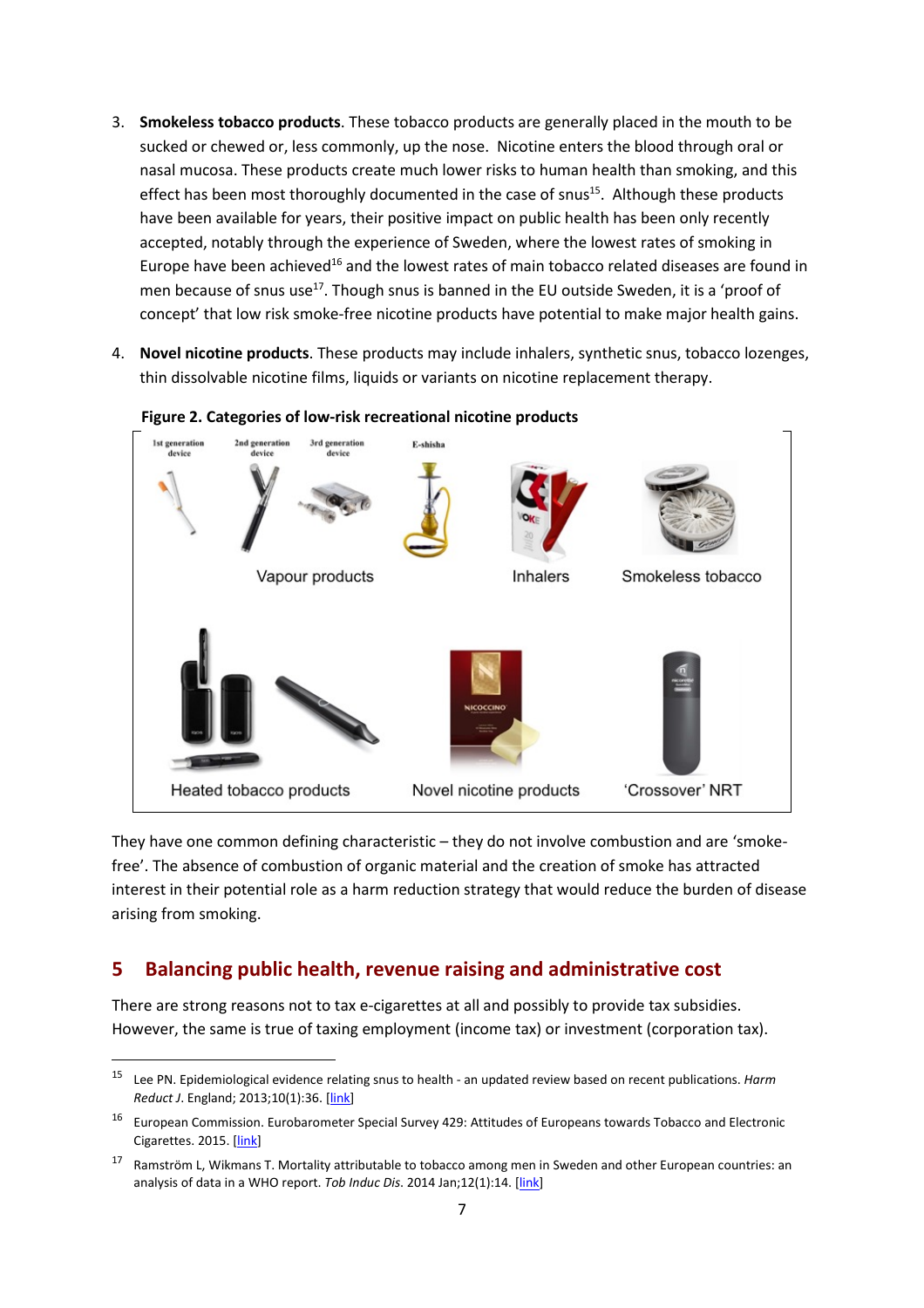3. **Smokeless tobacco products**. These tobacco products are generally placed in the mouth to be sucked or chewed or, less commonly, up the nose. Nicotine enters the blood through oral or nasal mucosa. These products create much lower risks to human health than smoking, and this effect has been most thoroughly documented in the case of snus[15]. Although these products have been available for years, their positive impact on public health has been only recently accepted, notably through the experience of Sweden, where the lowest rates of smoking in Europe have been achieved[16] and the lowest rates of main tobacco related diseases are found in men because of snus use[17]. Though snus is banned in the EU outside Sweden, it is a 'proof of concept' that low risk smoke-free nicotine products have potential to make major health gains.

4. **Novel nicotine products**. These products may include inhalers, synthetic snus, tobacco lozenges, thin dissolvable nicotine films, liquids or variants on nicotine replacement therapy.

**Figure 2. Categories of low-risk recreational nicotine products**

1st generation device | 2nd generation device | 3rd generation device | E-shisha

Vapour products | Inhalers | Smokeless tobacco

Heated tobacco products | Novel nicotine products | 'Crossover' NRT

They have one common defining characteristic – they do not involve combustion and are 'smoke-free'. The absence of combustion of organic material and the creation of smoke has attracted interest in their potential role as a harm reduction strategy that would reduce the burden of disease arising from smoking.

## 5 Balancing public health, revenue raising and administrative cost

There are strong reasons not to tax e-cigarettes at all and possibly to provide tax subsidies. However, the same is true of taxing employment (income tax) or investment (corporation tax).

---

[15] Lee PN. Epidemiological evidence relating snus to health - an updated review based on recent publications. *Harm Reduct J*. England; 2013;10(1):36. [link]

[16] European Commission. Eurobarometer Special Survey 429: Attitudes of Europeans towards Tobacco and Electronic Cigarettes. 2015. [link]

[17] Ramström L, Wikmans T. Mortality attributable to tobacco among men in Sweden and other European countries: an analysis of data in a WHO report. *Tob Induc Dis*. 2014 Jan;12(1):14. [link]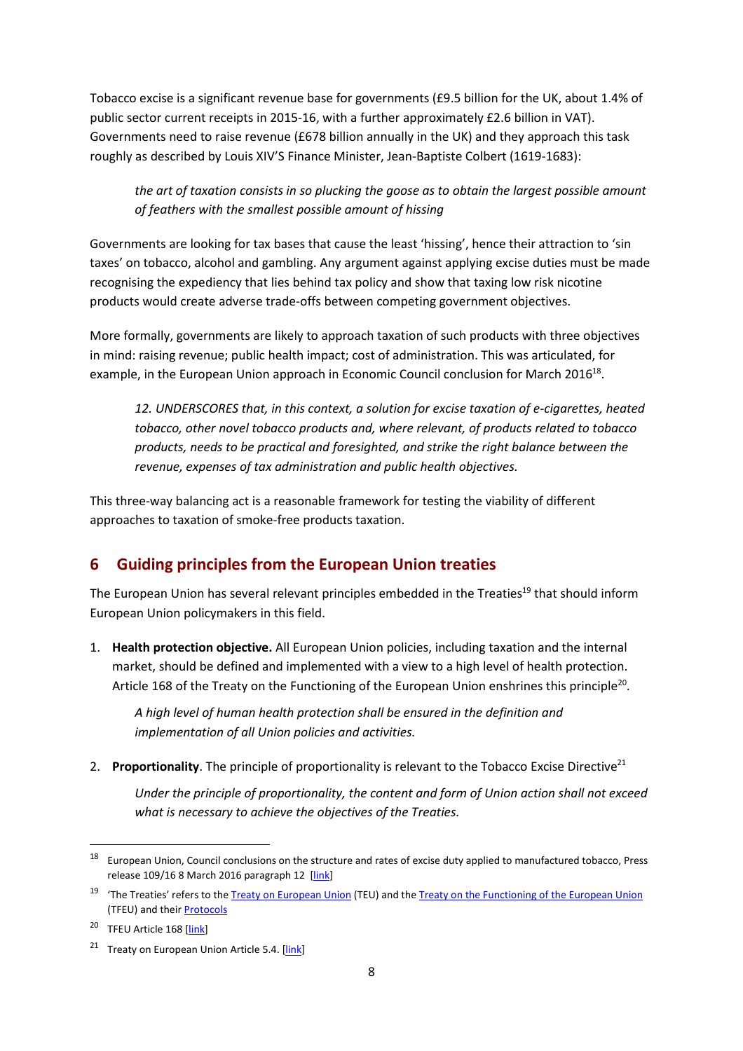Tobacco excise is a significant revenue base for governments (£9.5 billion for the UK, about 1.4% of public sector current receipts in 2015-16, with a further approximately £2.6 billion in VAT). Governments need to raise revenue (£678 billion annually in the UK) and they approach this task roughly as described by Louis XIV'S Finance Minister, Jean-Baptiste Colbert (1619-1683):

> *the art of taxation consists in so plucking the goose as to obtain the largest possible amount of feathers with the smallest possible amount of hissing*

Governments are looking for tax bases that cause the least 'hissing', hence their attraction to 'sin taxes' on tobacco, alcohol and gambling. Any argument against applying excise duties must be made recognising the expediency that lies behind tax policy and show that taxing low risk nicotine products would create adverse trade-offs between competing government objectives.

More formally, governments are likely to approach taxation of such products with three objectives in mind: raising revenue; public health impact; cost of administration. This was articulated, for example, in the European Union approach in Economic Council conclusion for March 2016[18].

> *12. UNDERSCORES that, in this context, a solution for excise taxation of e-cigarettes, heated tobacco, other novel tobacco products and, where relevant, of products related to tobacco products, needs to be practical and foresighted, and strike the right balance between the revenue, expenses of tax administration and public health objectives.*

This three-way balancing act is a reasonable framework for testing the viability of different approaches to taxation of smoke-free products taxation.

## 6 Guiding principles from the European Union treaties

The European Union has several relevant principles embedded in the Treaties[19] that should inform European Union policymakers in this field.

1. **Health protection objective.** All European Union policies, including taxation and the internal market, should be defined and implemented with a view to a high level of health protection. Article 168 of the Treaty on the Functioning of the European Union enshrines this principle[20].

   > *A high level of human health protection shall be ensured in the definition and implementation of all Union policies and activities.*

2. **Proportionality**. The principle of proportionality is relevant to the Tobacco Excise Directive[21]

   > *Under the principle of proportionality, the content and form of Union action shall not exceed what is necessary to achieve the objectives of the Treaties.*

---

[18] European Union, Council conclusions on the structure and rates of excise duty applied to manufactured tobacco, Press release 109/16 8 March 2016 paragraph 12 [link]

[19] 'The Treaties' refers to the Treaty on European Union (TEU) and the Treaty on the Functioning of the European Union (TFEU) and their Protocols

[20] TFEU Article 168 [link]

[21] Treaty on European Union Article 5.4. [link]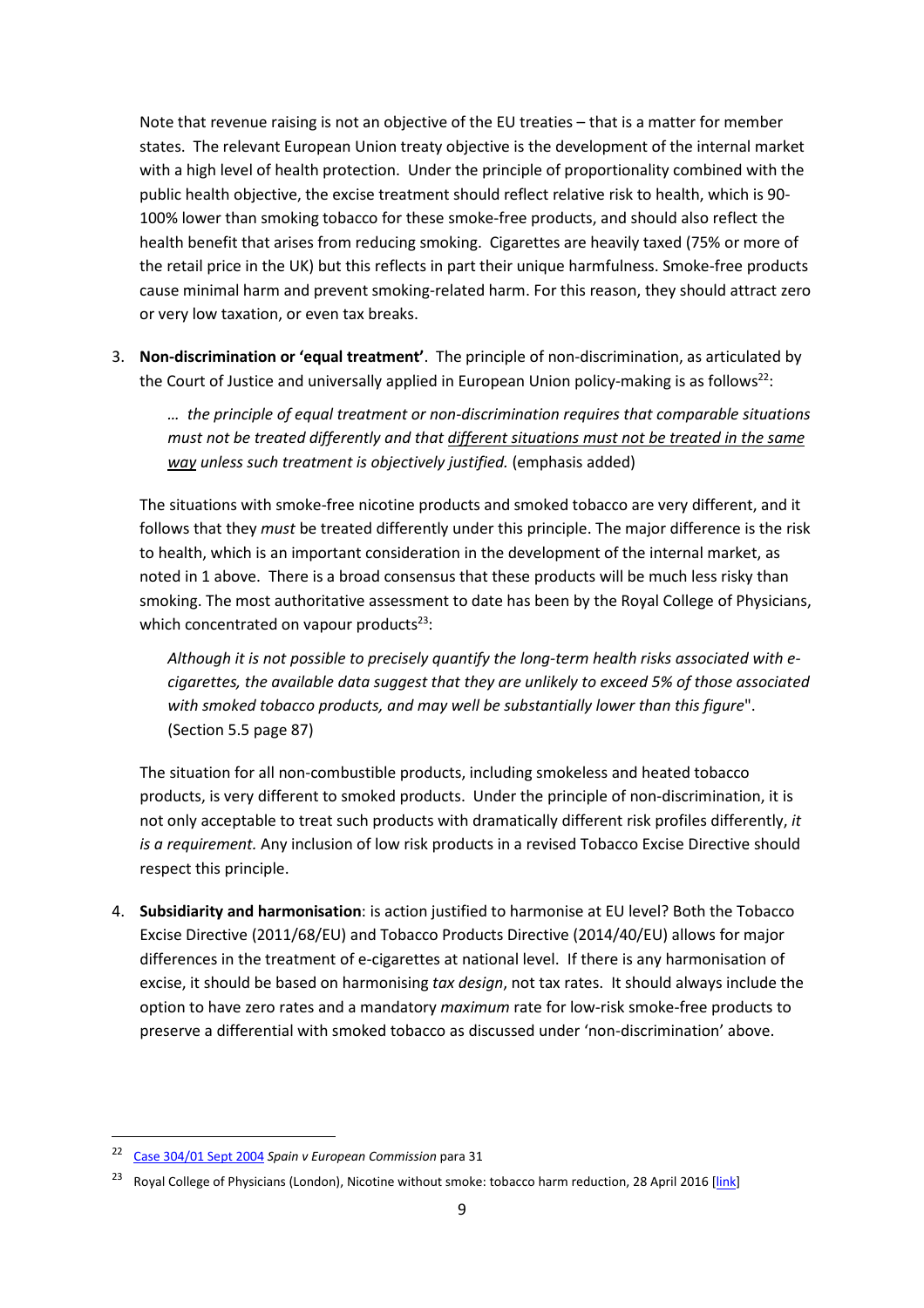Note that revenue raising is not an objective of the EU treaties – that is a matter for member states. The relevant European Union treaty objective is the development of the internal market with a high level of health protection. Under the principle of proportionality combined with the public health objective, the excise treatment should reflect relative risk to health, which is 90-100% lower than smoking tobacco for these smoke-free products, and should also reflect the health benefit that arises from reducing smoking. Cigarettes are heavily taxed (75% or more of the retail price in the UK) but this reflects in part their unique harmfulness. Smoke-free products cause minimal harm and prevent smoking-related harm. For this reason, they should attract zero or very low taxation, or even tax breaks.

3. **Non-discrimination or 'equal treatment'**. The principle of non-discrimination, as articulated by the Court of Justice and universally applied in European Union policy-making is as follows[22]:

   *… the principle of equal treatment or non-discrimination requires that comparable situations must not be treated differently and that* <u>*different situations must not be treated in the same way*</u> *unless such treatment is objectively justified.* (emphasis added)

   The situations with smoke-free nicotine products and smoked tobacco are very different, and it follows that they *must* be treated differently under this principle. The major difference is the risk to health, which is an important consideration in the development of the internal market, as noted in 1 above. There is a broad consensus that these products will be much less risky than smoking. The most authoritative assessment to date has been by the Royal College of Physicians, which concentrated on vapour products[23]:

   *Although it is not possible to precisely quantify the long-term health risks associated with e-cigarettes, the available data suggest that they are unlikely to exceed 5% of those associated with smoked tobacco products, and may well be substantially lower than this figure*". (Section 5.5 page 87)

   The situation for all non-combustible products, including smokeless and heated tobacco products, is very different to smoked products. Under the principle of non-discrimination, it is not only acceptable to treat such products with dramatically different risk profiles differently, *it is a requirement.* Any inclusion of low risk products in a revised Tobacco Excise Directive should respect this principle.

4. **Subsidiarity and harmonisation**: is action justified to harmonise at EU level? Both the Tobacco Excise Directive (2011/68/EU) and Tobacco Products Directive (2014/40/EU) allows for major differences in the treatment of e-cigarettes at national level. If there is any harmonisation of excise, it should be based on harmonising *tax design*, not tax rates. It should always include the option to have zero rates and a mandatory *maximum* rate for low-risk smoke-free products to preserve a differential with smoked tobacco as discussed under 'non-discrimination' above.

---

[22] Case 304/01 Sept 2004 *Spain v European Commission* para 31

[23] Royal College of Physicians (London), Nicotine without smoke: tobacco harm reduction, 28 April 2016 [link]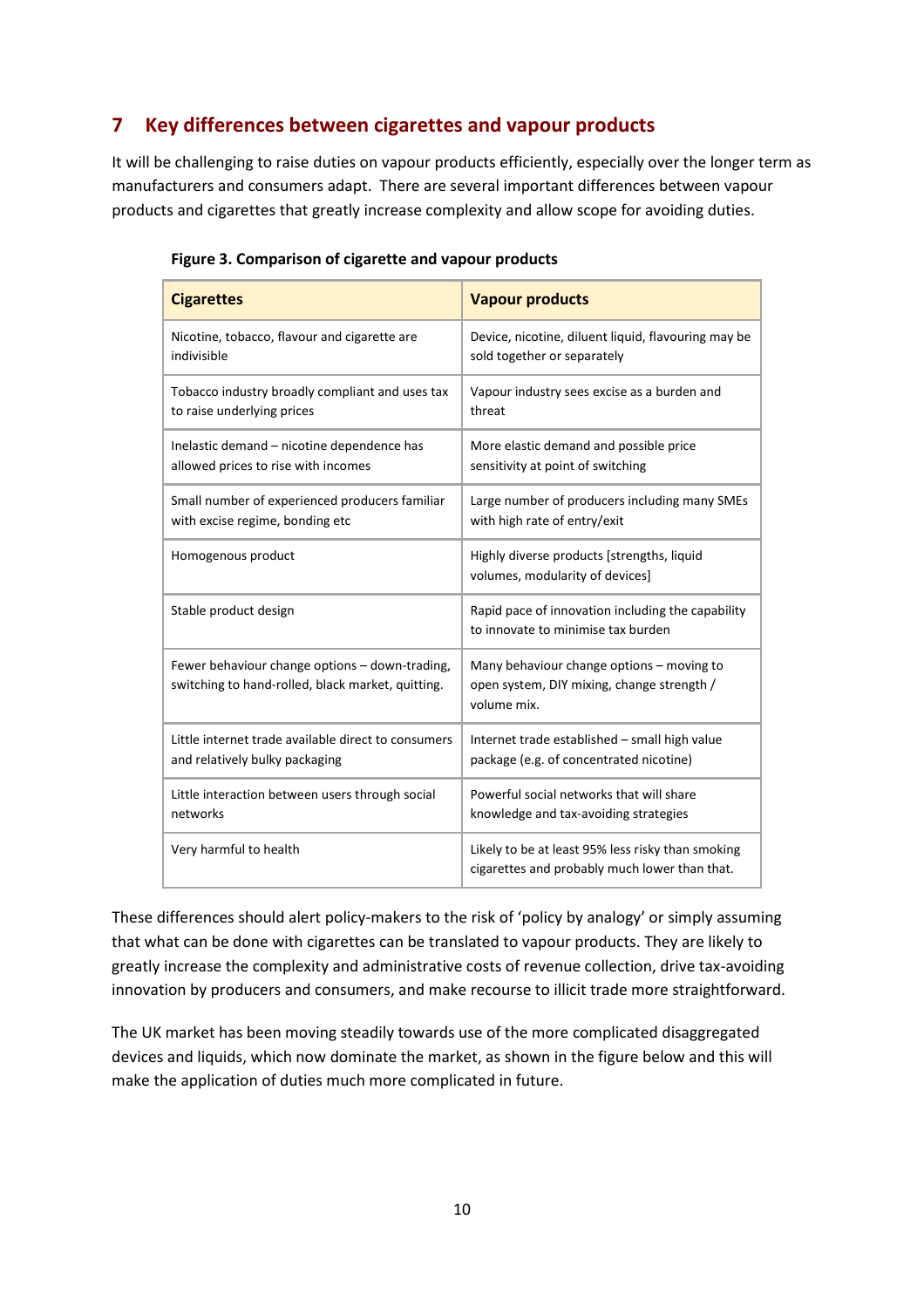## 7 Key differences between cigarettes and vapour products

It will be challenging to raise duties on vapour products efficiently, especially over the longer term as manufacturers and consumers adapt. There are several important differences between vapour products and cigarettes that greatly increase complexity and allow scope for avoiding duties.

**Figure 3. Comparison of cigarette and vapour products**

| Cigarettes | Vapour products |
|---|---|
| Nicotine, tobacco, flavour and cigarette are indivisible | Device, nicotine, diluent liquid, flavouring may be sold together or separately |
| Tobacco industry broadly compliant and uses tax to raise underlying prices | Vapour industry sees excise as a burden and threat |
| Inelastic demand – nicotine dependence has allowed prices to rise with incomes | More elastic demand and possible price sensitivity at point of switching |
| Small number of experienced producers familiar with excise regime, bonding etc | Large number of producers including many SMEs with high rate of entry/exit |
| Homogenous product | Highly diverse products [strengths, liquid volumes, modularity of devices] |
| Stable product design | Rapid pace of innovation including the capability to innovate to minimise tax burden |
| Fewer behaviour change options – down-trading, switching to hand-rolled, black market, quitting. | Many behaviour change options – moving to open system, DIY mixing, change strength / volume mix. |
| Little internet trade available direct to consumers and relatively bulky packaging | Internet trade established – small high value package (e.g. of concentrated nicotine) |
| Little interaction between users through social networks | Powerful social networks that will share knowledge and tax-avoiding strategies |
| Very harmful to health | Likely to be at least 95% less risky than smoking cigarettes and probably much lower than that. |

These differences should alert policy-makers to the risk of 'policy by analogy' or simply assuming that what can be done with cigarettes can be translated to vapour products. They are likely to greatly increase the complexity and administrative costs of revenue collection, drive tax-avoiding innovation by producers and consumers, and make recourse to illicit trade more straightforward.

The UK market has been moving steadily towards use of the more complicated disaggregated devices and liquids, which now dominate the market, as shown in the figure below and this will make the application of duties much more complicated in future.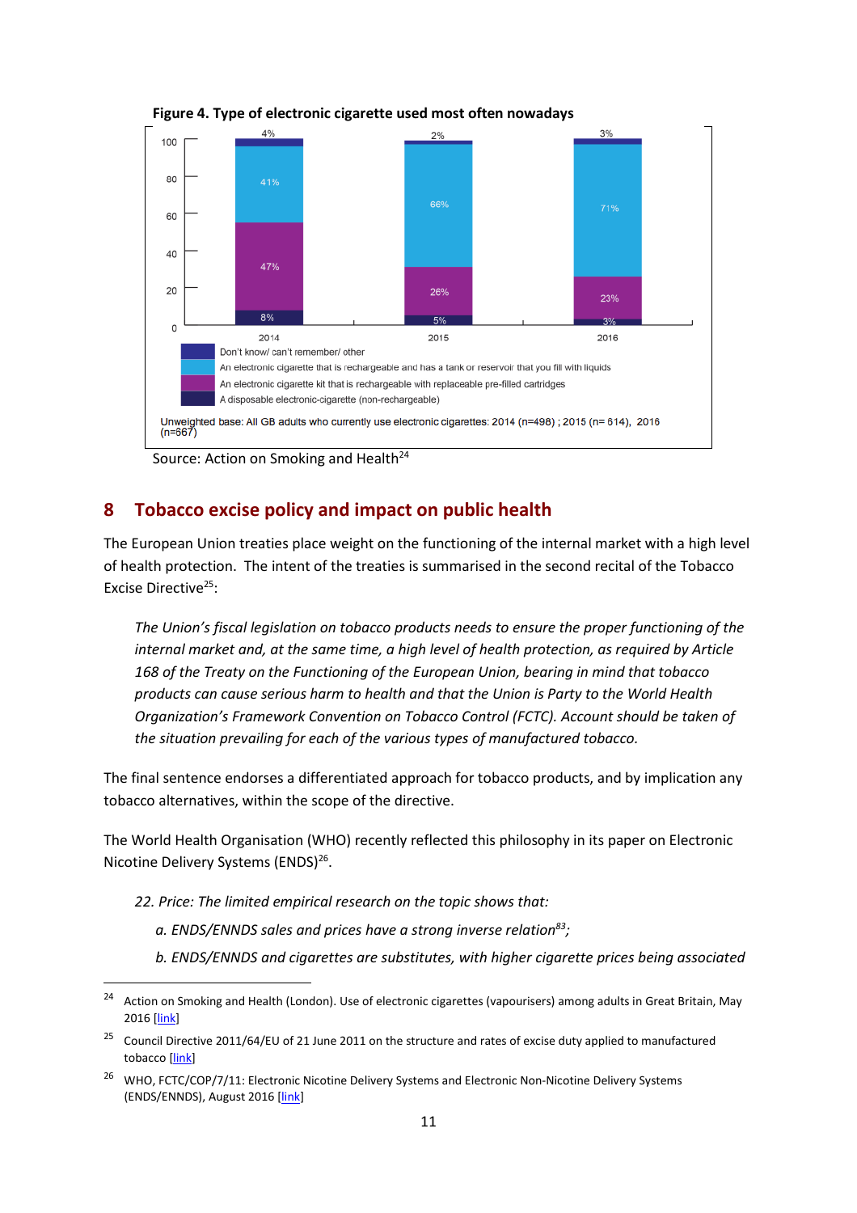**Figure 4. Type of electronic cigarette used most often nowadays**

| | 2014 | 2015 | 2016 |
|---|---|---|---|
| Don't know/ can't remember/ other | 4% | 2% | 3% |
| An electronic cigarette that is rechargeable and has a tank or reservoir that you fill with liquids | 41% | 66% | 71% |
| An electronic cigarette kit that is rechargeable with replaceable pre-filled cartridges | 47% | 26% | 23% |
| A disposable electronic-cigarette (non-rechargeable) | 8% | 5% | 3% |

Unweighted base: All GB adults who currently use electronic cigarettes: 2014 (n=498) ; 2015 (n= 614), 2016 (n=667)

Source: Action on Smoking and Health[24]

## 8 Tobacco excise policy and impact on public health

The European Union treaties place weight on the functioning of the internal market with a high level of health protection. The intent of the treaties is summarised in the second recital of the Tobacco Excise Directive[25]:

> *The Union's fiscal legislation on tobacco products needs to ensure the proper functioning of the internal market and, at the same time, a high level of health protection, as required by Article 168 of the Treaty on the Functioning of the European Union, bearing in mind that tobacco products can cause serious harm to health and that the Union is Party to the World Health Organization's Framework Convention on Tobacco Control (FCTC). Account should be taken of the situation prevailing for each of the various types of manufactured tobacco.*

The final sentence endorses a differentiated approach for tobacco products, and by implication any tobacco alternatives, within the scope of the directive.

The World Health Organisation (WHO) recently reflected this philosophy in its paper on Electronic Nicotine Delivery Systems (ENDS)[26].

> *22. Price: The limited empirical research on the topic shows that:*
>
> *a. ENDS/ENNDS sales and prices have a strong inverse relation[83];*
>
> *b. ENDS/ENNDS and cigarettes are substitutes, with higher cigarette prices being associated*

---

24 Action on Smoking and Health (London). Use of electronic cigarettes (vapourisers) among adults in Great Britain, May 2016 [link]

25 Council Directive 2011/64/EU of 21 June 2011 on the structure and rates of excise duty applied to manufactured tobacco [link]

26 WHO, FCTC/COP/7/11: Electronic Nicotine Delivery Systems and Electronic Non-Nicotine Delivery Systems (ENDS/ENNDS), August 2016 [link]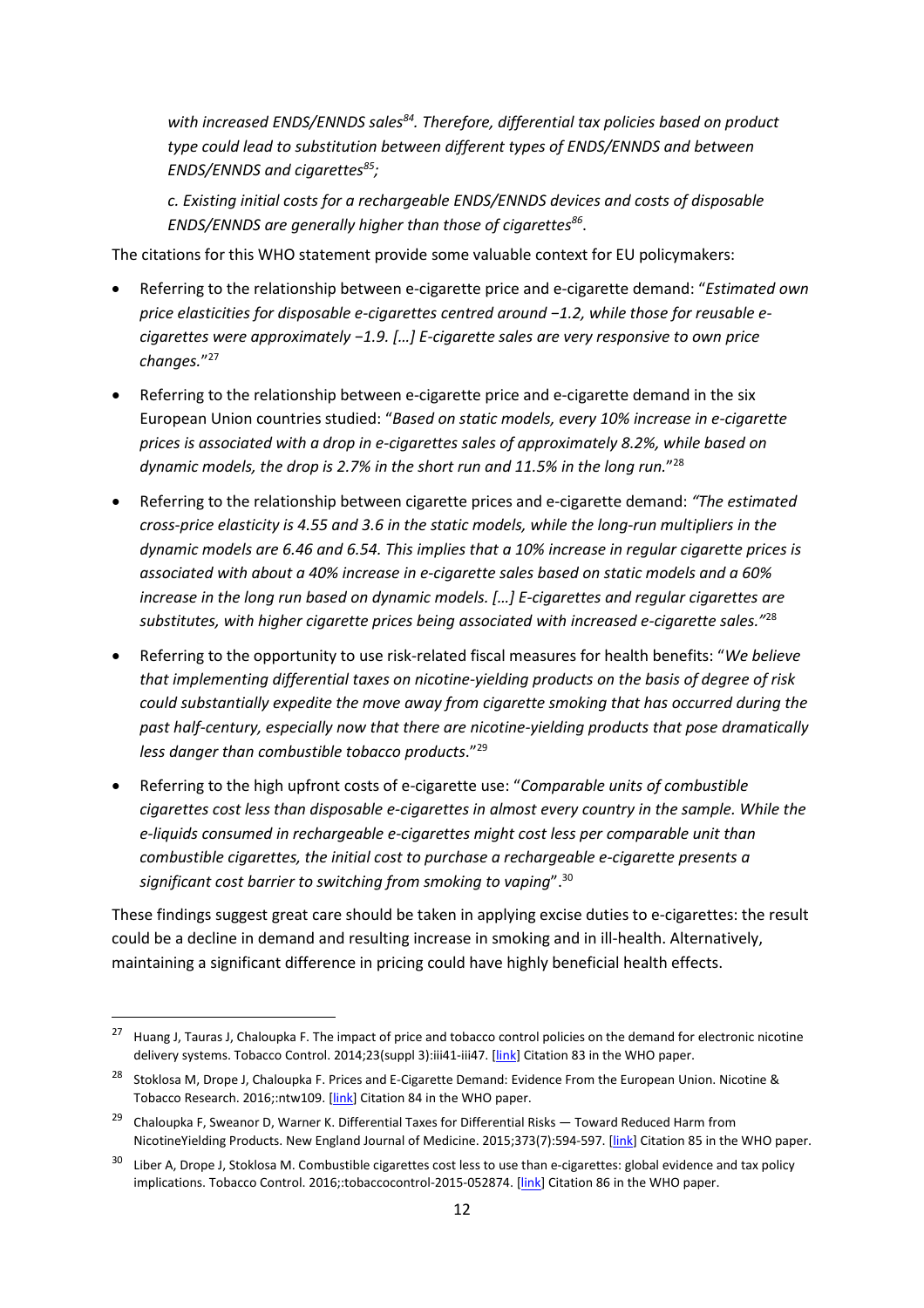*with increased ENDS/ENNDS sales[84]. Therefore, differential tax policies based on product type could lead to substitution between different types of ENDS/ENNDS and between ENDS/ENNDS and cigarettes[85];*

*c. Existing initial costs for a rechargeable ENDS/ENNDS devices and costs of disposable ENDS/ENNDS are generally higher than those of cigarettes[86].*

The citations for this WHO statement provide some valuable context for EU policymakers:

- Referring to the relationship between e-cigarette price and e-cigarette demand: "*Estimated own price elasticities for disposable e-cigarettes centred around −1.2, while those for reusable e-cigarettes were approximately −1.9. […] E-cigarette sales are very responsive to own price changes.*"[27]
- Referring to the relationship between e-cigarette price and e-cigarette demand in the six European Union countries studied: "*Based on static models, every 10% increase in e-cigarette prices is associated with a drop in e-cigarettes sales of approximately 8.2%, while based on dynamic models, the drop is 2.7% in the short run and 11.5% in the long run.*"[28]
- Referring to the relationship between cigarette prices and e-cigarette demand: *"The estimated cross-price elasticity is 4.55 and 3.6 in the static models, while the long-run multipliers in the dynamic models are 6.46 and 6.54. This implies that a 10% increase in regular cigarette prices is associated with about a 40% increase in e-cigarette sales based on static models and a 60% increase in the long run based on dynamic models. […] E-cigarettes and regular cigarettes are substitutes, with higher cigarette prices being associated with increased e-cigarette sales."*[28]
- Referring to the opportunity to use risk-related fiscal measures for health benefits: "*We believe that implementing differential taxes on nicotine-yielding products on the basis of degree of risk could substantially expedite the move away from cigarette smoking that has occurred during the past half-century, especially now that there are nicotine-yielding products that pose dramatically less danger than combustible tobacco products*."[29]
- Referring to the high upfront costs of e-cigarette use: "*Comparable units of combustible cigarettes cost less than disposable e-cigarettes in almost every country in the sample. While the e-liquids consumed in rechargeable e-cigarettes might cost less per comparable unit than combustible cigarettes, the initial cost to purchase a rechargeable e-cigarette presents a significant cost barrier to switching from smoking to vaping*".[30]

These findings suggest great care should be taken in applying excise duties to e-cigarettes: the result could be a decline in demand and resulting increase in smoking and in ill-health. Alternatively, maintaining a significant difference in pricing could have highly beneficial health effects.

---

[27] Huang J, Tauras J, Chaloupka F. The impact of price and tobacco control policies on the demand for electronic nicotine delivery systems. Tobacco Control. 2014;23(suppl 3):iii41-iii47. [link] Citation 83 in the WHO paper.

[28] Stoklosa M, Drope J, Chaloupka F. Prices and E-Cigarette Demand: Evidence From the European Union. Nicotine & Tobacco Research. 2016;:ntw109. [link] Citation 84 in the WHO paper.

[29] Chaloupka F, Sweanor D, Warner K. Differential Taxes for Differential Risks — Toward Reduced Harm from NicotineYielding Products. New England Journal of Medicine. 2015;373(7):594-597. [link] Citation 85 in the WHO paper.

[30] Liber A, Drope J, Stoklosa M. Combustible cigarettes cost less to use than e-cigarettes: global evidence and tax policy implications. Tobacco Control. 2016;:tobaccocontrol-2015-052874. [link] Citation 86 in the WHO paper.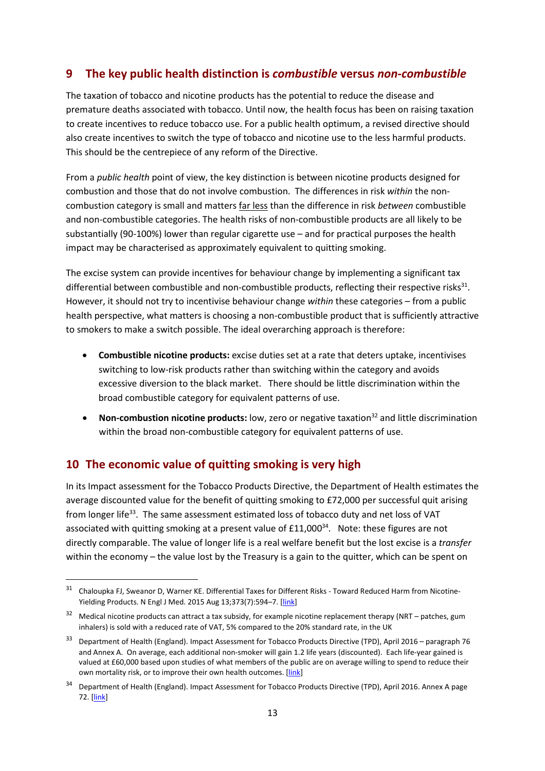## 9 The key public health distinction is *combustible* versus *non-combustible*

The taxation of tobacco and nicotine products has the potential to reduce the disease and premature deaths associated with tobacco. Until now, the health focus has been on raising taxation to create incentives to reduce tobacco use. For a public health optimum, a revised directive should also create incentives to switch the type of tobacco and nicotine use to the less harmful products. This should be the centrepiece of any reform of the Directive.

From a *public health* point of view, the key distinction is between nicotine products designed for combustion and those that do not involve combustion. The differences in risk *within* the non-combustion category is small and matters far less than the difference in risk *between* combustible and non-combustible categories. The health risks of non-combustible products are all likely to be substantially (90-100%) lower than regular cigarette use – and for practical purposes the health impact may be characterised as approximately equivalent to quitting smoking.

The excise system can provide incentives for behaviour change by implementing a significant tax differential between combustible and non-combustible products, reflecting their respective risks[31]. However, it should not try to incentivise behaviour change *within* these categories – from a public health perspective, what matters is choosing a non-combustible product that is sufficiently attractive to smokers to make a switch possible. The ideal overarching approach is therefore:

- **Combustible nicotine products:** excise duties set at a rate that deters uptake, incentivises switching to low-risk products rather than switching within the category and avoids excessive diversion to the black market. There should be little discrimination within the broad combustible category for equivalent patterns of use.
- **Non-combustion nicotine products:** low, zero or negative taxation[32] and little discrimination within the broad non-combustible category for equivalent patterns of use.

## 10 The economic value of quitting smoking is very high

In its Impact assessment for the Tobacco Products Directive, the Department of Health estimates the average discounted value for the benefit of quitting smoking to £72,000 per successful quit arising from longer life[33]. The same assessment estimated loss of tobacco duty and net loss of VAT associated with quitting smoking at a present value of £11,000[34]. Note: these figures are not directly comparable. The value of longer life is a real welfare benefit but the lost excise is a *transfer* within the economy – the value lost by the Treasury is a gain to the quitter, which can be spent on

---

[31] Chaloupka FJ, Sweanor D, Warner KE. Differential Taxes for Different Risks - Toward Reduced Harm from Nicotine-Yielding Products. N Engl J Med. 2015 Aug 13;373(7):594–7. [link]

[32] Medical nicotine products can attract a tax subsidy, for example nicotine replacement therapy (NRT – patches, gum inhalers) is sold with a reduced rate of VAT, 5% compared to the 20% standard rate, in the UK

[33] Department of Health (England). Impact Assessment for Tobacco Products Directive (TPD), April 2016 – paragraph 76 and Annex A. On average, each additional non-smoker will gain 1.2 life years (discounted). Each life-year gained is valued at £60,000 based upon studies of what members of the public are on average willing to spend to reduce their own mortality risk, or to improve their own health outcomes. [link]

[34] Department of Health (England). Impact Assessment for Tobacco Products Directive (TPD), April 2016. Annex A page 72. [link]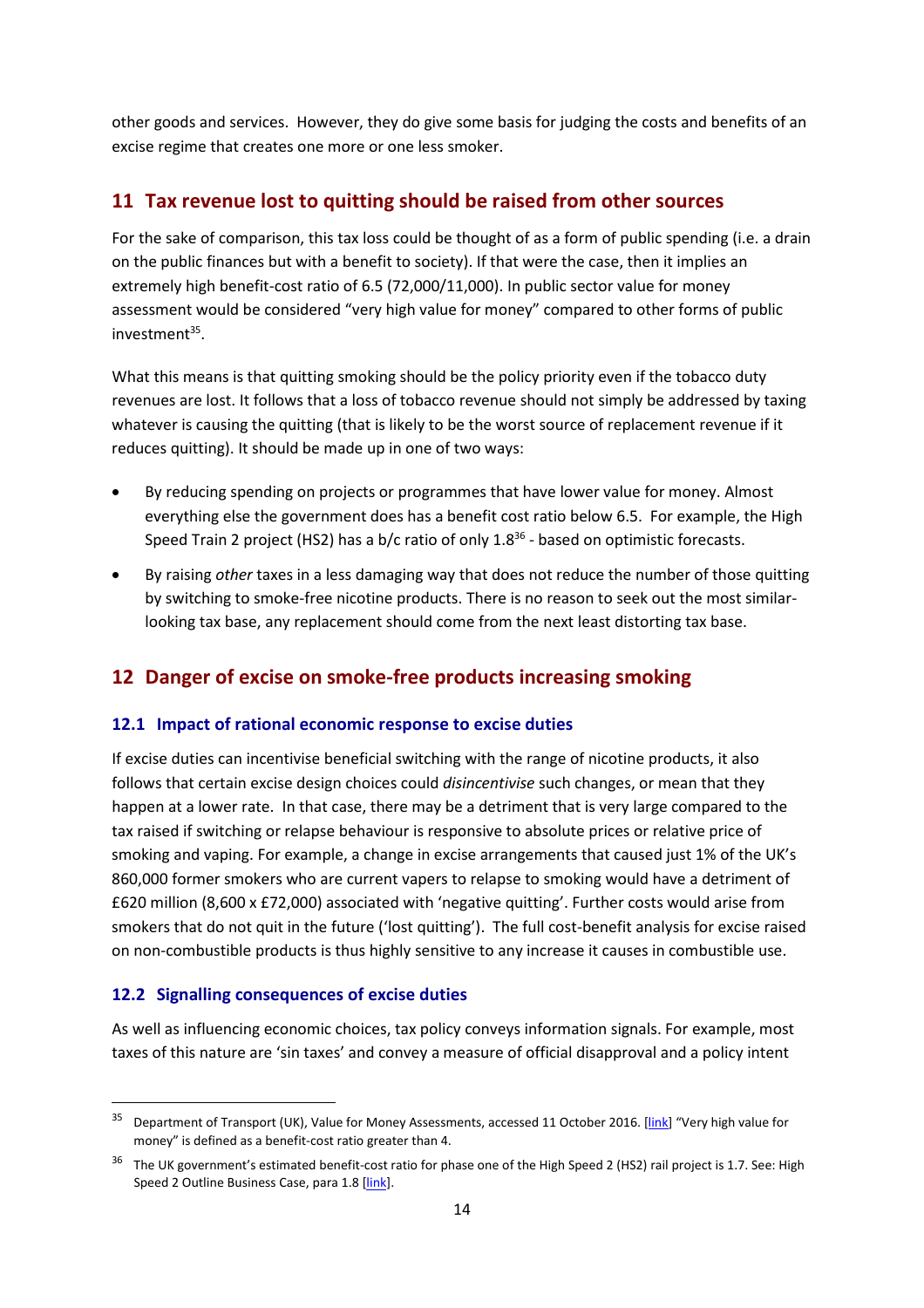other goods and services. However, they do give some basis for judging the costs and benefits of an excise regime that creates one more or one less smoker.

## 11 Tax revenue lost to quitting should be raised from other sources

For the sake of comparison, this tax loss could be thought of as a form of public spending (i.e. a drain on the public finances but with a benefit to society). If that were the case, then it implies an extremely high benefit-cost ratio of 6.5 (72,000/11,000). In public sector value for money assessment would be considered "very high value for money" compared to other forms of public investment[35].

What this means is that quitting smoking should be the policy priority even if the tobacco duty revenues are lost. It follows that a loss of tobacco revenue should not simply be addressed by taxing whatever is causing the quitting (that is likely to be the worst source of replacement revenue if it reduces quitting). It should be made up in one of two ways:

- By reducing spending on projects or programmes that have lower value for money. Almost everything else the government does has a benefit cost ratio below 6.5. For example, the High Speed Train 2 project (HS2) has a b/c ratio of only 1.8[36] - based on optimistic forecasts.
- By raising *other* taxes in a less damaging way that does not reduce the number of those quitting by switching to smoke-free nicotine products. There is no reason to seek out the most similar-looking tax base, any replacement should come from the next least distorting tax base.

## 12 Danger of excise on smoke-free products increasing smoking

### 12.1 Impact of rational economic response to excise duties

If excise duties can incentivise beneficial switching with the range of nicotine products, it also follows that certain excise design choices could *disincentivise* such changes, or mean that they happen at a lower rate. In that case, there may be a detriment that is very large compared to the tax raised if switching or relapse behaviour is responsive to absolute prices or relative price of smoking and vaping. For example, a change in excise arrangements that caused just 1% of the UK's 860,000 former smokers who are current vapers to relapse to smoking would have a detriment of £620 million (8,600 x £72,000) associated with 'negative quitting'. Further costs would arise from smokers that do not quit in the future ('lost quitting'). The full cost-benefit analysis for excise raised on non-combustible products is thus highly sensitive to any increase it causes in combustible use.

### 12.2 Signalling consequences of excise duties

As well as influencing economic choices, tax policy conveys information signals. For example, most taxes of this nature are 'sin taxes' and convey a measure of official disapproval and a policy intent

[35] Department of Transport (UK), Value for Money Assessments, accessed 11 October 2016. [link] "Very high value for money" is defined as a benefit-cost ratio greater than 4.

[36] The UK government's estimated benefit-cost ratio for phase one of the High Speed 2 (HS2) rail project is 1.7. See: High Speed 2 Outline Business Case, para 1.8 [link].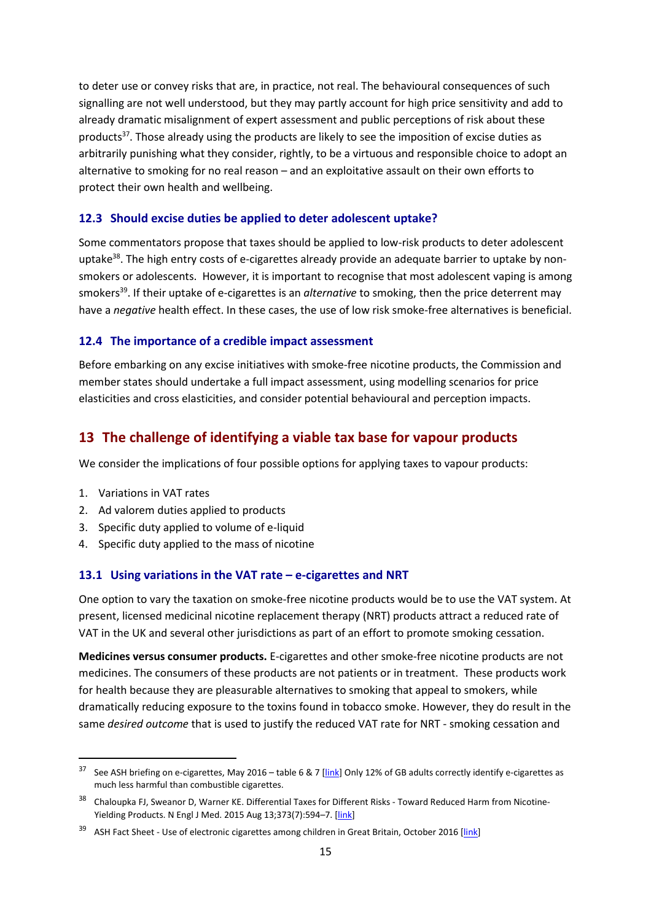to deter use or convey risks that are, in practice, not real. The behavioural consequences of such signalling are not well understood, but they may partly account for high price sensitivity and add to already dramatic misalignment of expert assessment and public perceptions of risk about these products[37]. Those already using the products are likely to see the imposition of excise duties as arbitrarily punishing what they consider, rightly, to be a virtuous and responsible choice to adopt an alternative to smoking for no real reason – and an exploitative assault on their own efforts to protect their own health and wellbeing.

### 12.3 Should excise duties be applied to deter adolescent uptake?

Some commentators propose that taxes should be applied to low-risk products to deter adolescent uptake[38]. The high entry costs of e-cigarettes already provide an adequate barrier to uptake by non-smokers or adolescents. However, it is important to recognise that most adolescent vaping is among smokers[39]. If their uptake of e-cigarettes is an *alternative* to smoking, then the price deterrent may have a *negative* health effect. In these cases, the use of low risk smoke-free alternatives is beneficial.

### 12.4 The importance of a credible impact assessment

Before embarking on any excise initiatives with smoke-free nicotine products, the Commission and member states should undertake a full impact assessment, using modelling scenarios for price elasticities and cross elasticities, and consider potential behavioural and perception impacts.

## 13 The challenge of identifying a viable tax base for vapour products

We consider the implications of four possible options for applying taxes to vapour products:

1. Variations in VAT rates
2. Ad valorem duties applied to products
3. Specific duty applied to volume of e-liquid
4. Specific duty applied to the mass of nicotine

### 13.1 Using variations in the VAT rate – e-cigarettes and NRT

One option to vary the taxation on smoke-free nicotine products would be to use the VAT system. At present, licensed medicinal nicotine replacement therapy (NRT) products attract a reduced rate of VAT in the UK and several other jurisdictions as part of an effort to promote smoking cessation.

**Medicines versus consumer products.** E-cigarettes and other smoke-free nicotine products are not medicines. The consumers of these products are not patients or in treatment. These products work for health because they are pleasurable alternatives to smoking that appeal to smokers, while dramatically reducing exposure to the toxins found in tobacco smoke. However, they do result in the same *desired outcome* that is used to justify the reduced VAT rate for NRT - smoking cessation and

---

[37] See ASH briefing on e-cigarettes, May 2016 – table 6 & 7 [link] Only 12% of GB adults correctly identify e-cigarettes as much less harmful than combustible cigarettes.

[38] Chaloupka FJ, Sweanor D, Warner KE. Differential Taxes for Different Risks - Toward Reduced Harm from Nicotine-Yielding Products. N Engl J Med. 2015 Aug 13;373(7):594–7. [link]

[39] ASH Fact Sheet - Use of electronic cigarettes among children in Great Britain, October 2016 [link]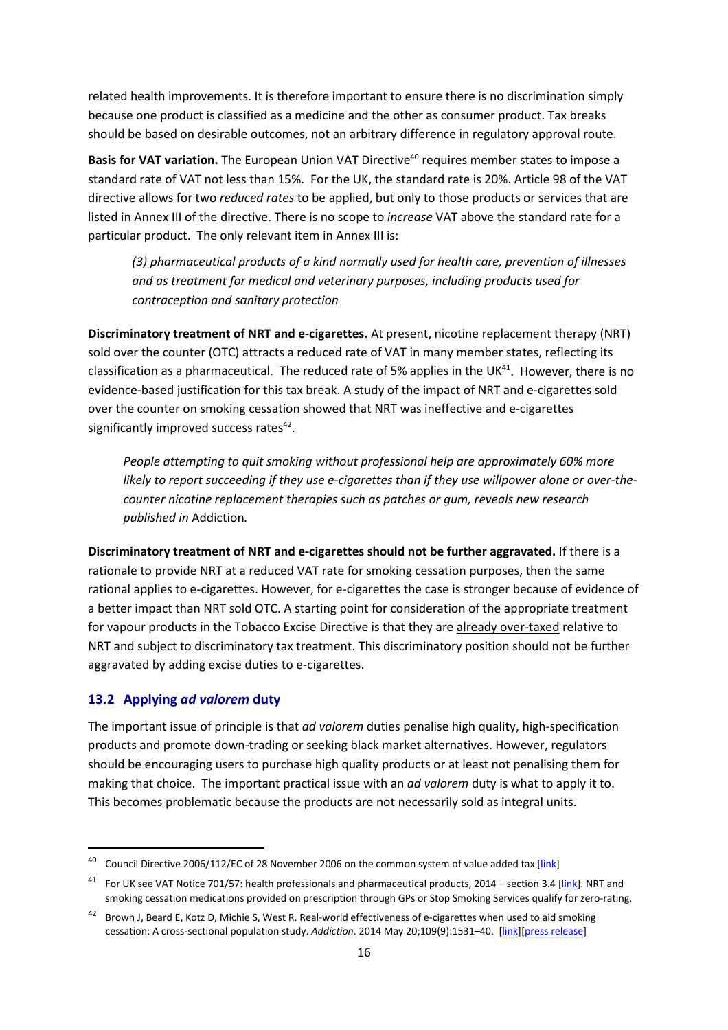related health improvements. It is therefore important to ensure there is no discrimination simply because one product is classified as a medicine and the other as consumer product. Tax breaks should be based on desirable outcomes, not an arbitrary difference in regulatory approval route.

**Basis for VAT variation.** The European Union VAT Directive[40] requires member states to impose a standard rate of VAT not less than 15%. For the UK, the standard rate is 20%. Article 98 of the VAT directive allows for two *reduced rates* to be applied, but only to those products or services that are listed in Annex III of the directive. There is no scope to *increase* VAT above the standard rate for a particular product. The only relevant item in Annex III is:

> *(3) pharmaceutical products of a kind normally used for health care, prevention of illnesses and as treatment for medical and veterinary purposes, including products used for contraception and sanitary protection*

**Discriminatory treatment of NRT and e-cigarettes.** At present, nicotine replacement therapy (NRT) sold over the counter (OTC) attracts a reduced rate of VAT in many member states, reflecting its classification as a pharmaceutical. The reduced rate of 5% applies in the UK[41]. However, there is no evidence-based justification for this tax break. A study of the impact of NRT and e-cigarettes sold over the counter on smoking cessation showed that NRT was ineffective and e-cigarettes significantly improved success rates[42].

> *People attempting to quit smoking without professional help are approximately 60% more likely to report succeeding if they use e-cigarettes than if they use willpower alone or over-the-counter nicotine replacement therapies such as patches or gum, reveals new research published in* Addiction*.*

**Discriminatory treatment of NRT and e-cigarettes should not be further aggravated.** If there is a rationale to provide NRT at a reduced VAT rate for smoking cessation purposes, then the same rational applies to e-cigarettes. However, for e-cigarettes the case is stronger because of evidence of a better impact than NRT sold OTC. A starting point for consideration of the appropriate treatment for vapour products in the Tobacco Excise Directive is that they are already over-taxed relative to NRT and subject to discriminatory tax treatment. This discriminatory position should not be further aggravated by adding excise duties to e-cigarettes.

## 13.2 Applying *ad valorem* duty

The important issue of principle is that *ad valorem* duties penalise high quality, high-specification products and promote down-trading or seeking black market alternatives. However, regulators should be encouraging users to purchase high quality products or at least not penalising them for making that choice. The important practical issue with an *ad valorem* duty is what to apply it to. This becomes problematic because the products are not necessarily sold as integral units.

---

[40] Council Directive 2006/112/EC of 28 November 2006 on the common system of value added tax [link]

[41] For UK see VAT Notice 701/57: health professionals and pharmaceutical products, 2014 – section 3.4 [link]. NRT and smoking cessation medications provided on prescription through GPs or Stop Smoking Services qualify for zero-rating.

[42] Brown J, Beard E, Kotz D, Michie S, West R. Real-world effectiveness of e-cigarettes when used to aid smoking cessation: A cross-sectional population study. *Addiction*. 2014 May 20;109(9):1531–40. [link][press release]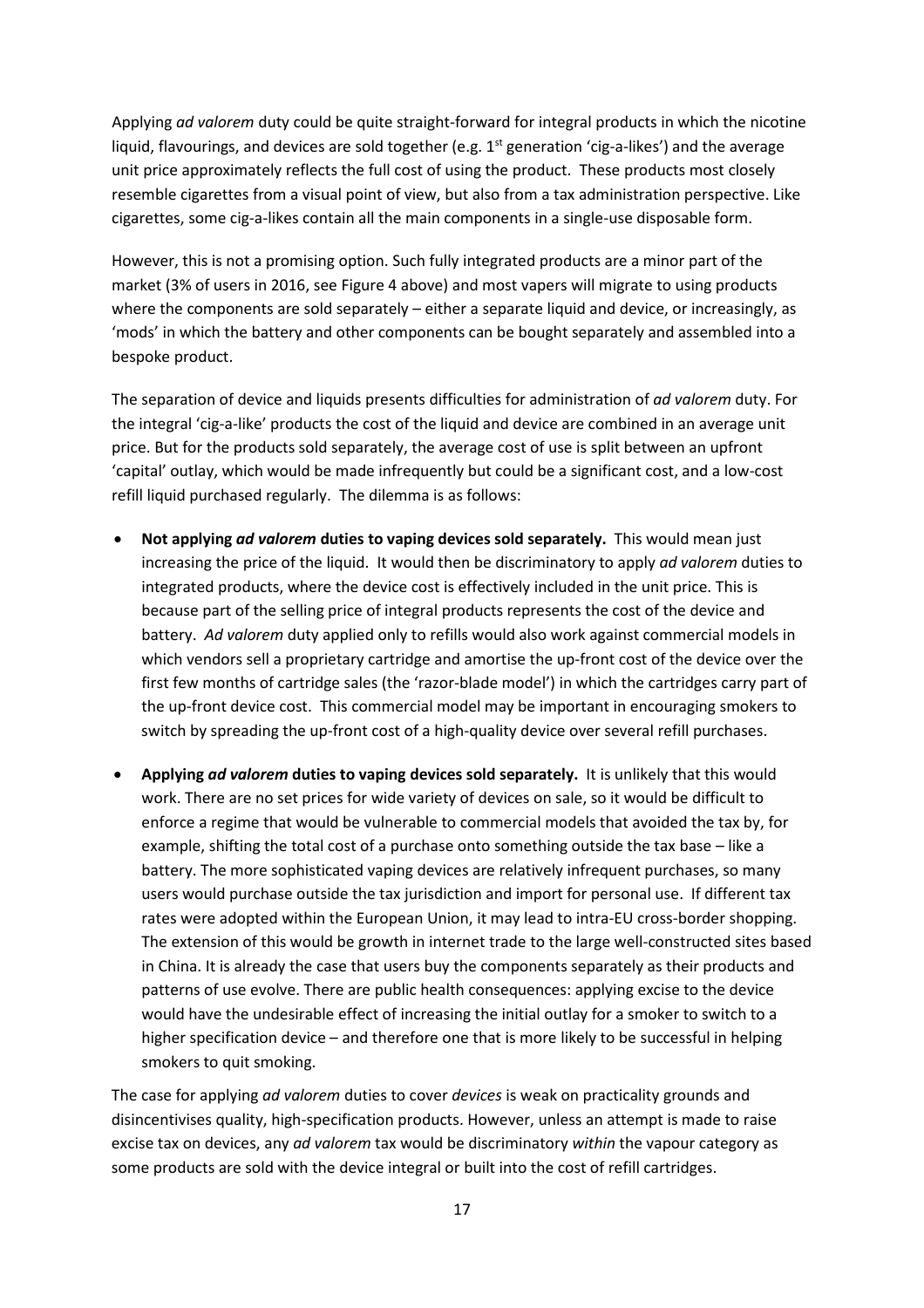Applying *ad valorem* duty could be quite straight-forward for integral products in which the nicotine liquid, flavourings, and devices are sold together (e.g. 1st generation 'cig-a-likes') and the average unit price approximately reflects the full cost of using the product. These products most closely resemble cigarettes from a visual point of view, but also from a tax administration perspective. Like cigarettes, some cig-a-likes contain all the main components in a single-use disposable form.

However, this is not a promising option. Such fully integrated products are a minor part of the market (3% of users in 2016, see Figure 4 above) and most vapers will migrate to using products where the components are sold separately – either a separate liquid and device, or increasingly, as 'mods' in which the battery and other components can be bought separately and assembled into a bespoke product.

The separation of device and liquids presents difficulties for administration of *ad valorem* duty. For the integral 'cig-a-like' products the cost of the liquid and device are combined in an average unit price. But for the products sold separately, the average cost of use is split between an upfront 'capital' outlay, which would be made infrequently but could be a significant cost, and a low-cost refill liquid purchased regularly. The dilemma is as follows:

- **Not applying *ad valorem* duties to vaping devices sold separately.** This would mean just increasing the price of the liquid. It would then be discriminatory to apply *ad valorem* duties to integrated products, where the device cost is effectively included in the unit price. This is because part of the selling price of integral products represents the cost of the device and battery. *Ad valorem* duty applied only to refills would also work against commercial models in which vendors sell a proprietary cartridge and amortise the up-front cost of the device over the first few months of cartridge sales (the 'razor-blade model') in which the cartridges carry part of the up-front device cost. This commercial model may be important in encouraging smokers to switch by spreading the up-front cost of a high-quality device over several refill purchases.
- **Applying *ad valorem* duties to vaping devices sold separately.** It is unlikely that this would work. There are no set prices for wide variety of devices on sale, so it would be difficult to enforce a regime that would be vulnerable to commercial models that avoided the tax by, for example, shifting the total cost of a purchase onto something outside the tax base – like a battery. The more sophisticated vaping devices are relatively infrequent purchases, so many users would purchase outside the tax jurisdiction and import for personal use. If different tax rates were adopted within the European Union, it may lead to intra-EU cross-border shopping. The extension of this would be growth in internet trade to the large well-constructed sites based in China. It is already the case that users buy the components separately as their products and patterns of use evolve. There are public health consequences: applying excise to the device would have the undesirable effect of increasing the initial outlay for a smoker to switch to a higher specification device – and therefore one that is more likely to be successful in helping smokers to quit smoking.

The case for applying *ad valorem* duties to cover *devices* is weak on practicality grounds and disincentivises quality, high-specification products. However, unless an attempt is made to raise excise tax on devices, any *ad valorem* tax would be discriminatory *within* the vapour category as some products are sold with the device integral or built into the cost of refill cartridges.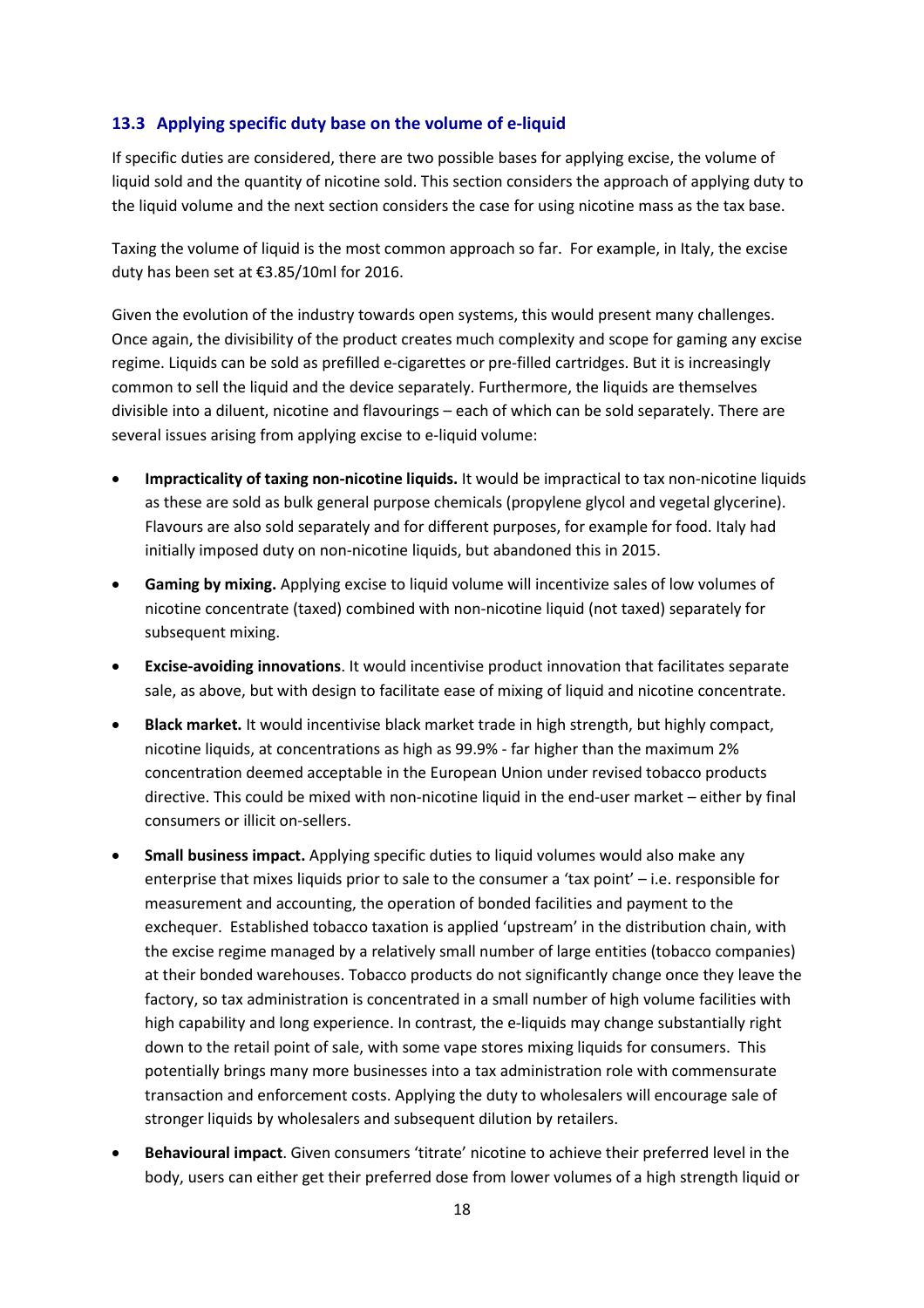### 13.3 Applying specific duty base on the volume of e-liquid

If specific duties are considered, there are two possible bases for applying excise, the volume of liquid sold and the quantity of nicotine sold. This section considers the approach of applying duty to the liquid volume and the next section considers the case for using nicotine mass as the tax base.

Taxing the volume of liquid is the most common approach so far. For example, in Italy, the excise duty has been set at €3.85/10ml for 2016.

Given the evolution of the industry towards open systems, this would present many challenges. Once again, the divisibility of the product creates much complexity and scope for gaming any excise regime. Liquids can be sold as prefilled e-cigarettes or pre-filled cartridges. But it is increasingly common to sell the liquid and the device separately. Furthermore, the liquids are themselves divisible into a diluent, nicotine and flavourings – each of which can be sold separately. There are several issues arising from applying excise to e-liquid volume:

- **Impracticality of taxing non-nicotine liquids.** It would be impractical to tax non-nicotine liquids as these are sold as bulk general purpose chemicals (propylene glycol and vegetal glycerine). Flavours are also sold separately and for different purposes, for example for food. Italy had initially imposed duty on non-nicotine liquids, but abandoned this in 2015.
- **Gaming by mixing.** Applying excise to liquid volume will incentivize sales of low volumes of nicotine concentrate (taxed) combined with non-nicotine liquid (not taxed) separately for subsequent mixing.
- **Excise-avoiding innovations**. It would incentivise product innovation that facilitates separate sale, as above, but with design to facilitate ease of mixing of liquid and nicotine concentrate.
- **Black market.** It would incentivise black market trade in high strength, but highly compact, nicotine liquids, at concentrations as high as 99.9% - far higher than the maximum 2% concentration deemed acceptable in the European Union under revised tobacco products directive. This could be mixed with non-nicotine liquid in the end-user market – either by final consumers or illicit on-sellers.
- **Small business impact.** Applying specific duties to liquid volumes would also make any enterprise that mixes liquids prior to sale to the consumer a 'tax point' – i.e. responsible for measurement and accounting, the operation of bonded facilities and payment to the exchequer. Established tobacco taxation is applied 'upstream' in the distribution chain, with the excise regime managed by a relatively small number of large entities (tobacco companies) at their bonded warehouses. Tobacco products do not significantly change once they leave the factory, so tax administration is concentrated in a small number of high volume facilities with high capability and long experience. In contrast, the e-liquids may change substantially right down to the retail point of sale, with some vape stores mixing liquids for consumers. This potentially brings many more businesses into a tax administration role with commensurate transaction and enforcement costs. Applying the duty to wholesalers will encourage sale of stronger liquids by wholesalers and subsequent dilution by retailers.
- **Behavioural impact**. Given consumers 'titrate' nicotine to achieve their preferred level in the body, users can either get their preferred dose from lower volumes of a high strength liquid or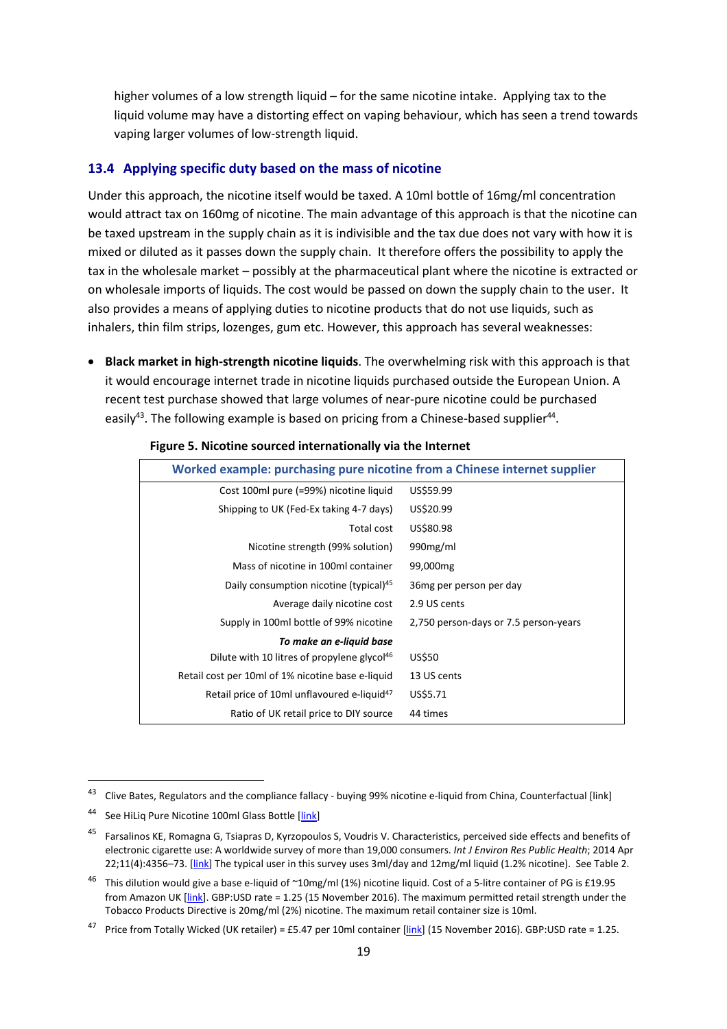higher volumes of a low strength liquid – for the same nicotine intake. Applying tax to the liquid volume may have a distorting effect on vaping behaviour, which has seen a trend towards vaping larger volumes of low-strength liquid.

## 13.4 Applying specific duty based on the mass of nicotine

Under this approach, the nicotine itself would be taxed. A 10ml bottle of 16mg/ml concentration would attract tax on 160mg of nicotine. The main advantage of this approach is that the nicotine can be taxed upstream in the supply chain as it is indivisible and the tax due does not vary with how it is mixed or diluted as it passes down the supply chain. It therefore offers the possibility to apply the tax in the wholesale market – possibly at the pharmaceutical plant where the nicotine is extracted or on wholesale imports of liquids. The cost would be passed on down the supply chain to the user. It also provides a means of applying duties to nicotine products that do not use liquids, such as inhalers, thin film strips, lozenges, gum etc. However, this approach has several weaknesses:

- **Black market in high-strength nicotine liquids**. The overwhelming risk with this approach is that it would encourage internet trade in nicotine liquids purchased outside the European Union. A recent test purchase showed that large volumes of near-pure nicotine could be purchased easily[43]. The following example is based on pricing from a Chinese-based supplier[44].

**Figure 5. Nicotine sourced internationally via the Internet**

| Worked example: purchasing pure nicotine from a Chinese internet supplier | |
|---|---|
| Cost 100ml pure (=99%) nicotine liquid | US$59.99 |
| Shipping to UK (Fed-Ex taking 4-7 days) | US$20.99 |
| Total cost | US$80.98 |
| Nicotine strength (99% solution) | 990mg/ml |
| Mass of nicotine in 100ml container | 99,000mg |
| Daily consumption nicotine (typical)[45] | 36mg per person per day |
| Average daily nicotine cost | 2.9 US cents |
| Supply in 100ml bottle of 99% nicotine | 2,750 person-days or 7.5 person-years |
| ***To make an e-liquid base*** | |
| Dilute with 10 litres of propylene glycol[46] | US$50 |
| Retail cost per 10ml of 1% nicotine base e-liquid | 13 US cents |
| Retail price of 10ml unflavoured e-liquid[47] | US$5.71 |
| Ratio of UK retail price to DIY source | 44 times |

---

[43] Clive Bates, Regulators and the compliance fallacy - buying 99% nicotine e-liquid from China, Counterfactual [link]

[44] See HiLiq Pure Nicotine 100ml Glass Bottle [link]

[45] Farsalinos KE, Romagna G, Tsiapras D, Kyrzopoulos S, Voudris V. Characteristics, perceived side effects and benefits of electronic cigarette use: A worldwide survey of more than 19,000 consumers. *Int J Environ Res Public Health*; 2014 Apr 22;11(4):4356–73. [link] The typical user in this survey uses 3ml/day and 12mg/ml liquid (1.2% nicotine). See Table 2.

[46] This dilution would give a base e-liquid of ~10mg/ml (1%) nicotine liquid. Cost of a 5-litre container of PG is £19.95 from Amazon UK [link]. GBP:USD rate = 1.25 (15 November 2016). The maximum permitted retail strength under the Tobacco Products Directive is 20mg/ml (2%) nicotine. The maximum retail container size is 10ml.

[47] Price from Totally Wicked (UK retailer) = £5.47 per 10ml container [link] (15 November 2016). GBP:USD rate = 1.25.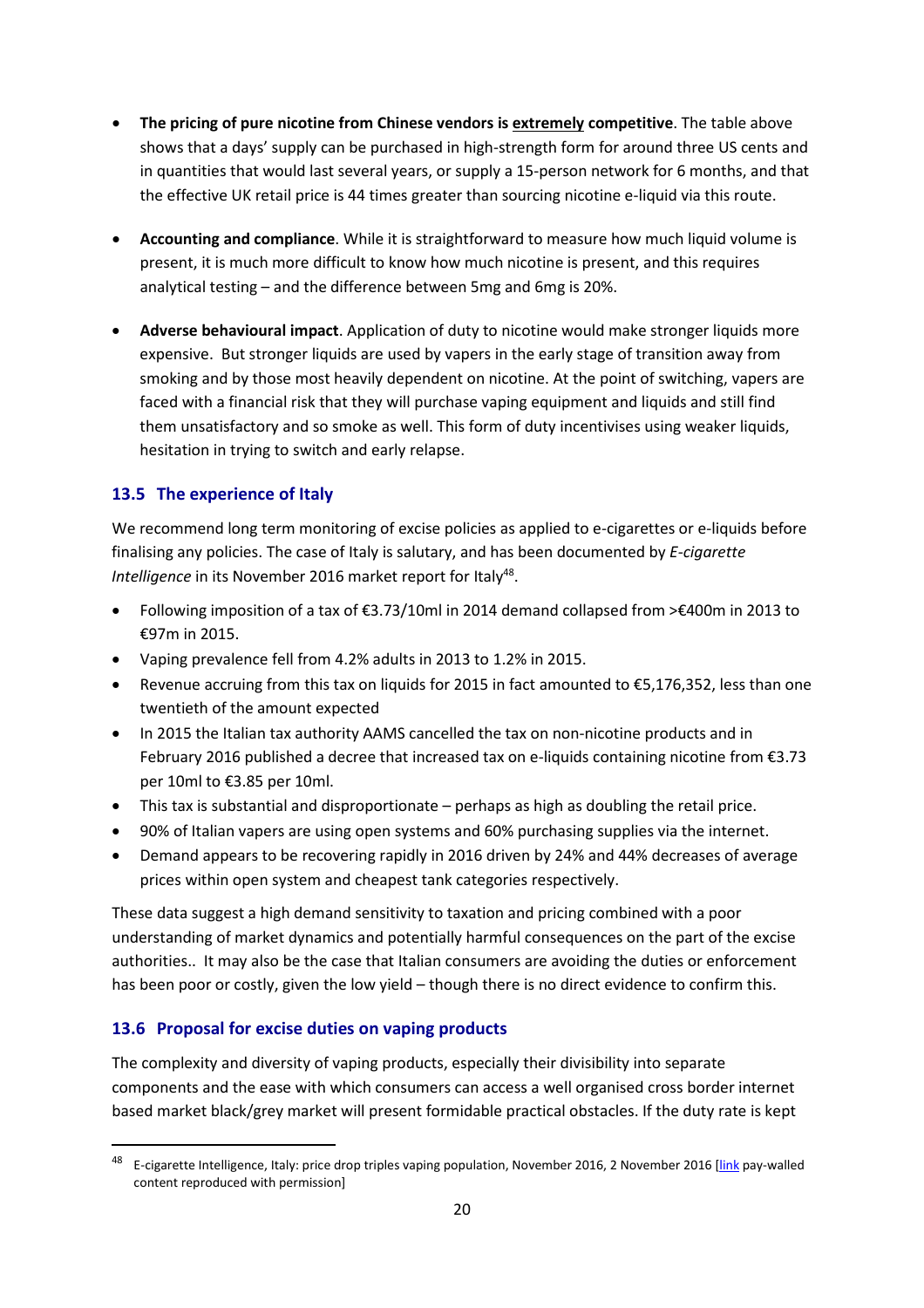- **The pricing of pure nicotine from Chinese vendors is extremely competitive**. The table above shows that a days' supply can be purchased in high-strength form for around three US cents and in quantities that would last several years, or supply a 15-person network for 6 months, and that the effective UK retail price is 44 times greater than sourcing nicotine e-liquid via this route.

- **Accounting and compliance**. While it is straightforward to measure how much liquid volume is present, it is much more difficult to know how much nicotine is present, and this requires analytical testing – and the difference between 5mg and 6mg is 20%.

- **Adverse behavioural impact**. Application of duty to nicotine would make stronger liquids more expensive. But stronger liquids are used by vapers in the early stage of transition away from smoking and by those most heavily dependent on nicotine. At the point of switching, vapers are faced with a financial risk that they will purchase vaping equipment and liquids and still find them unsatisfactory and so smoke as well. This form of duty incentivises using weaker liquids, hesitation in trying to switch and early relapse.

## 13.5 The experience of Italy

We recommend long term monitoring of excise policies as applied to e-cigarettes or e-liquids before finalising any policies. The case of Italy is salutary, and has been documented by *E-cigarette Intelligence* in its November 2016 market report for Italy[48].

- Following imposition of a tax of €3.73/10ml in 2014 demand collapsed from >€400m in 2013 to €97m in 2015.
- Vaping prevalence fell from 4.2% adults in 2013 to 1.2% in 2015.
- Revenue accruing from this tax on liquids for 2015 in fact amounted to €5,176,352, less than one twentieth of the amount expected
- In 2015 the Italian tax authority AAMS cancelled the tax on non-nicotine products and in February 2016 published a decree that increased tax on e-liquids containing nicotine from €3.73 per 10ml to €3.85 per 10ml.
- This tax is substantial and disproportionate – perhaps as high as doubling the retail price.
- 90% of Italian vapers are using open systems and 60% purchasing supplies via the internet.
- Demand appears to be recovering rapidly in 2016 driven by 24% and 44% decreases of average prices within open system and cheapest tank categories respectively.

These data suggest a high demand sensitivity to taxation and pricing combined with a poor understanding of market dynamics and potentially harmful consequences on the part of the excise authorities.. It may also be the case that Italian consumers are avoiding the duties or enforcement has been poor or costly, given the low yield – though there is no direct evidence to confirm this.

## 13.6 Proposal for excise duties on vaping products

The complexity and diversity of vaping products, especially their divisibility into separate components and the ease with which consumers can access a well organised cross border internet based market black/grey market will present formidable practical obstacles. If the duty rate is kept

---

[48] E-cigarette Intelligence, Italy: price drop triples vaping population, November 2016, 2 November 2016 [link pay-walled content reproduced with permission]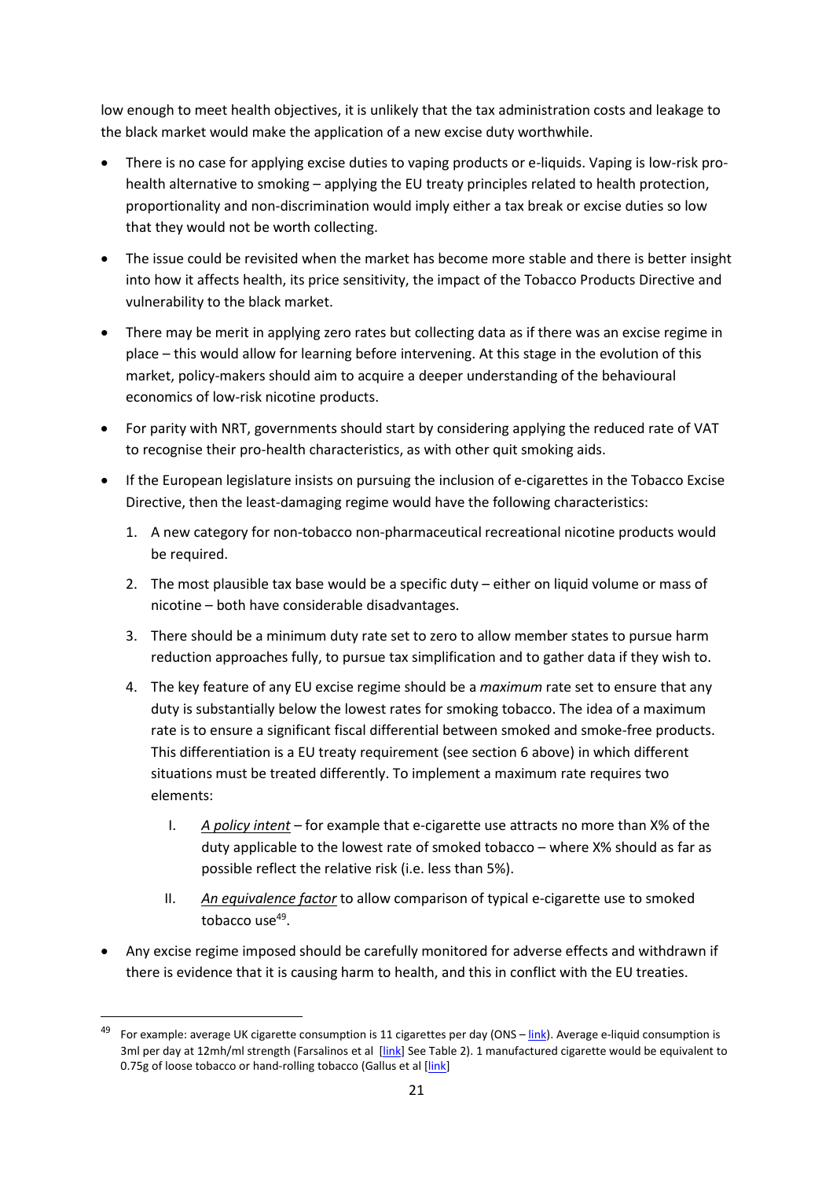low enough to meet health objectives, it is unlikely that the tax administration costs and leakage to the black market would make the application of a new excise duty worthwhile.

- There is no case for applying excise duties to vaping products or e-liquids. Vaping is low-risk pro-health alternative to smoking – applying the EU treaty principles related to health protection, proportionality and non-discrimination would imply either a tax break or excise duties so low that they would not be worth collecting.
- The issue could be revisited when the market has become more stable and there is better insight into how it affects health, its price sensitivity, the impact of the Tobacco Products Directive and vulnerability to the black market.
- There may be merit in applying zero rates but collecting data as if there was an excise regime in place – this would allow for learning before intervening. At this stage in the evolution of this market, policy-makers should aim to acquire a deeper understanding of the behavioural economics of low-risk nicotine products.
- For parity with NRT, governments should start by considering applying the reduced rate of VAT to recognise their pro-health characteristics, as with other quit smoking aids.
- If the European legislature insists on pursuing the inclusion of e-cigarettes in the Tobacco Excise Directive, then the least-damaging regime would have the following characteristics:
  1. A new category for non-tobacco non-pharmaceutical recreational nicotine products would be required.
  2. The most plausible tax base would be a specific duty – either on liquid volume or mass of nicotine – both have considerable disadvantages.
  3. There should be a minimum duty rate set to zero to allow member states to pursue harm reduction approaches fully, to pursue tax simplification and to gather data if they wish to.
  4. The key feature of any EU excise regime should be a *maximum* rate set to ensure that any duty is substantially below the lowest rates for smoking tobacco. The idea of a maximum rate is to ensure a significant fiscal differential between smoked and smoke-free products. This differentiation is a EU treaty requirement (see section 6 above) in which different situations must be treated differently. To implement a maximum rate requires two elements:
     I. *A policy intent* – for example that e-cigarette use attracts no more than X% of the duty applicable to the lowest rate of smoked tobacco – where X% should as far as possible reflect the relative risk (i.e. less than 5%).
     II. *An equivalence factor* to allow comparison of typical e-cigarette use to smoked tobacco use[49].
- Any excise regime imposed should be carefully monitored for adverse effects and withdrawn if there is evidence that it is causing harm to health, and this in conflict with the EU treaties.

---

[49] For example: average UK cigarette consumption is 11 cigarettes per day (ONS – link). Average e-liquid consumption is 3ml per day at 12mh/ml strength (Farsalinos et al [link] See Table 2). 1 manufactured cigarette would be equivalent to 0.75g of loose tobacco or hand-rolling tobacco (Gallus et al [link]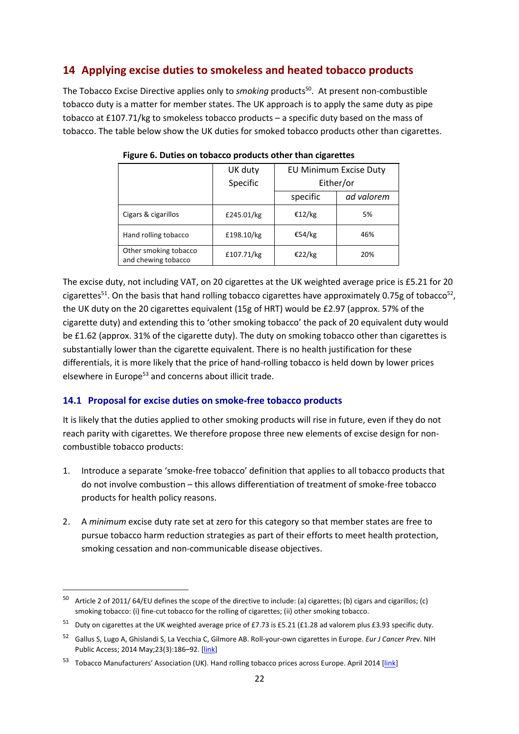## 14 Applying excise duties to smokeless and heated tobacco products

The Tobacco Excise Directive applies only to *smoking* products[50]. At present non-combustible tobacco duty is a matter for member states. The UK approach is to apply the same duty as pipe tobacco at £107.71/kg to smokeless tobacco products – a specific duty based on the mass of tobacco. The table below show the UK duties for smoked tobacco products other than cigarettes.

**Figure 6. Duties on tobacco products other than cigarettes**

| | UK duty Specific | EU Minimum Excise Duty Either/or | |
|---|---|---|---|
| | | specific | *ad valorem* |
| Cigars & cigarillos | £245.01/kg | €12/kg | 5% |
| Hand rolling tobacco | £198.10/kg | €54/kg | 46% |
| Other smoking tobacco and chewing tobacco | £107.71/kg | €22/kg | 20% |

The excise duty, not including VAT, on 20 cigarettes at the UK weighted average price is £5.21 for 20 cigarettes[51]. On the basis that hand rolling tobacco cigarettes have approximately 0.75g of tobacco[52], the UK duty on the 20 cigarettes equivalent (15g of HRT) would be £2.97 (approx. 57% of the cigarette duty) and extending this to 'other smoking tobacco' the pack of 20 equivalent duty would be £1.62 (approx. 31% of the cigarette duty). The duty on smoking tobacco other than cigarettes is substantially lower than the cigarette equivalent. There is no health justification for these differentials, it is more likely that the price of hand-rolling tobacco is held down by lower prices elsewhere in Europe[53] and concerns about illicit trade.

### 14.1 Proposal for excise duties on smoke-free tobacco products

It is likely that the duties applied to other smoking products will rise in future, even if they do not reach parity with cigarettes. We therefore propose three new elements of excise design for non-combustible tobacco products:

1. Introduce a separate 'smoke-free tobacco' definition that applies to all tobacco products that do not involve combustion – this allows differentiation of treatment of smoke-free tobacco products for health policy reasons.

2. A *minimum* excise duty rate set at zero for this category so that member states are free to pursue tobacco harm reduction strategies as part of their efforts to meet health protection, smoking cessation and non-communicable disease objectives.

---

[50] Article 2 of 2011/ 64/EU defines the scope of the directive to include: (a) cigarettes; (b) cigars and cigarillos; (c) smoking tobacco: (i) fine-cut tobacco for the rolling of cigarettes; (ii) other smoking tobacco.

[51] Duty on cigarettes at the UK weighted average price of £7.73 is £5.21 (£1.28 ad valorem plus £3.93 specific duty.

[52] Gallus S, Lugo A, Ghislandi S, La Vecchia C, Gilmore AB. Roll-your-own cigarettes in Europe. *Eur J Cancer Prev*. NIH Public Access; 2014 May;23(3):186–92. [link]

[53] Tobacco Manufacturers' Association (UK). Hand rolling tobacco prices across Europe. April 2014 [link]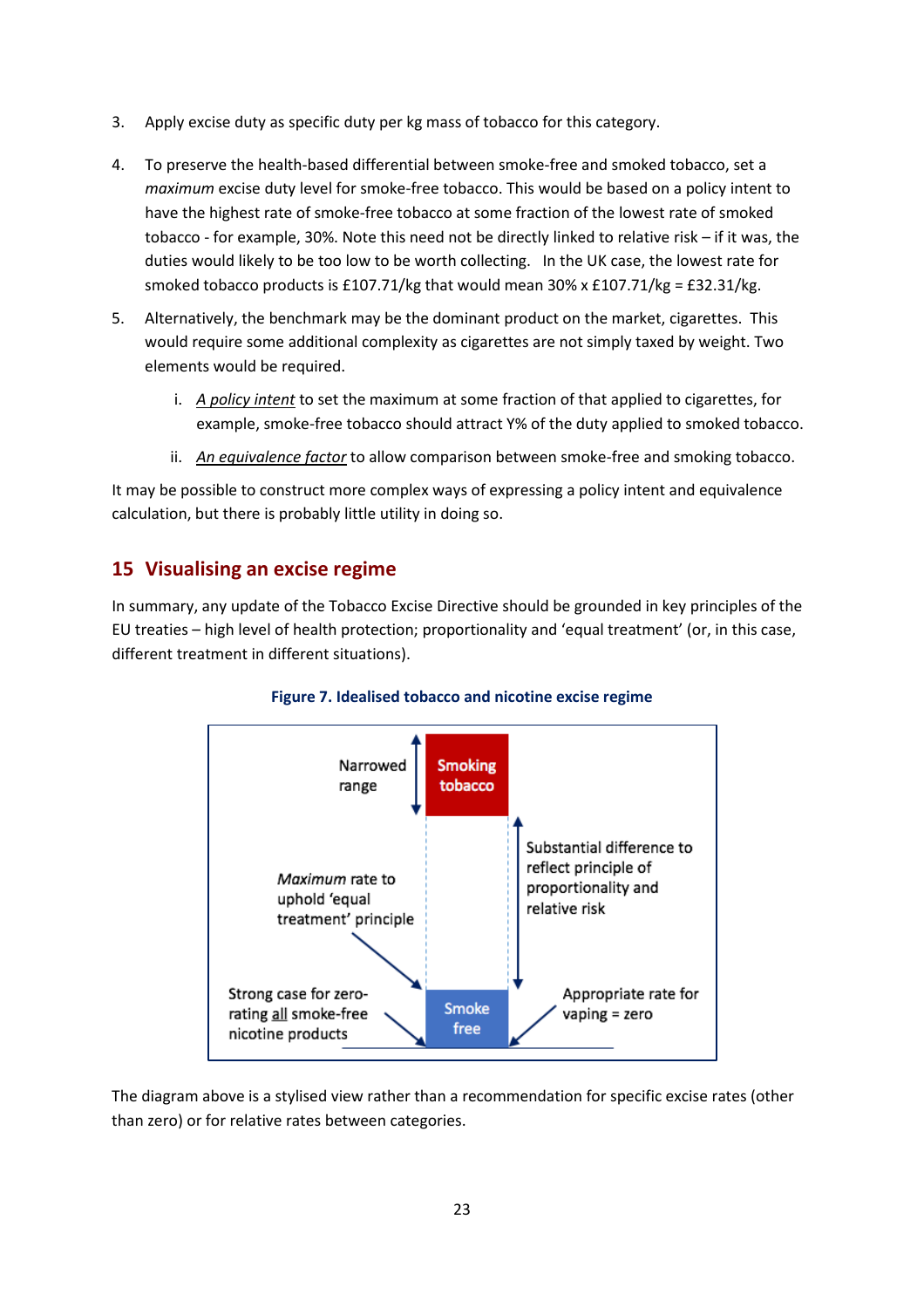3. Apply excise duty as specific duty per kg mass of tobacco for this category.

4. To preserve the health-based differential between smoke-free and smoked tobacco, set a *maximum* excise duty level for smoke-free tobacco. This would be based on a policy intent to have the highest rate of smoke-free tobacco at some fraction of the lowest rate of smoked tobacco - for example, 30%. Note this need not be directly linked to relative risk – if it was, the duties would likely to be too low to be worth collecting. In the UK case, the lowest rate for smoked tobacco products is £107.71/kg that would mean 30% x £107.71/kg = £32.31/kg.

5. Alternatively, the benchmark may be the dominant product on the market, cigarettes. This would require some additional complexity as cigarettes are not simply taxed by weight. Two elements would be required.

   i. A policy intent to set the maximum at some fraction of that applied to cigarettes, for example, smoke-free tobacco should attract Y% of the duty applied to smoked tobacco.

   ii. An equivalence factor to allow comparison between smoke-free and smoking tobacco.

It may be possible to construct more complex ways of expressing a policy intent and equivalence calculation, but there is probably little utility in doing so.

## 15 Visualising an excise regime

In summary, any update of the Tobacco Excise Directive should be grounded in key principles of the EU treaties – high level of health protection; proportionality and 'equal treatment' (or, in this case, different treatment in different situations).

**Figure 7. Idealised tobacco and nicotine excise regime**

Narrowed range

Smoking tobacco

Substantial difference to reflect principle of proportionality and relative risk

*Maximum* rate to uphold 'equal treatment' principle

Strong case for zero-rating all smoke-free nicotine products

Smoke free

Appropriate rate for vaping = zero

The diagram above is a stylised view rather than a recommendation for specific excise rates (other than zero) or for relative rates between categories.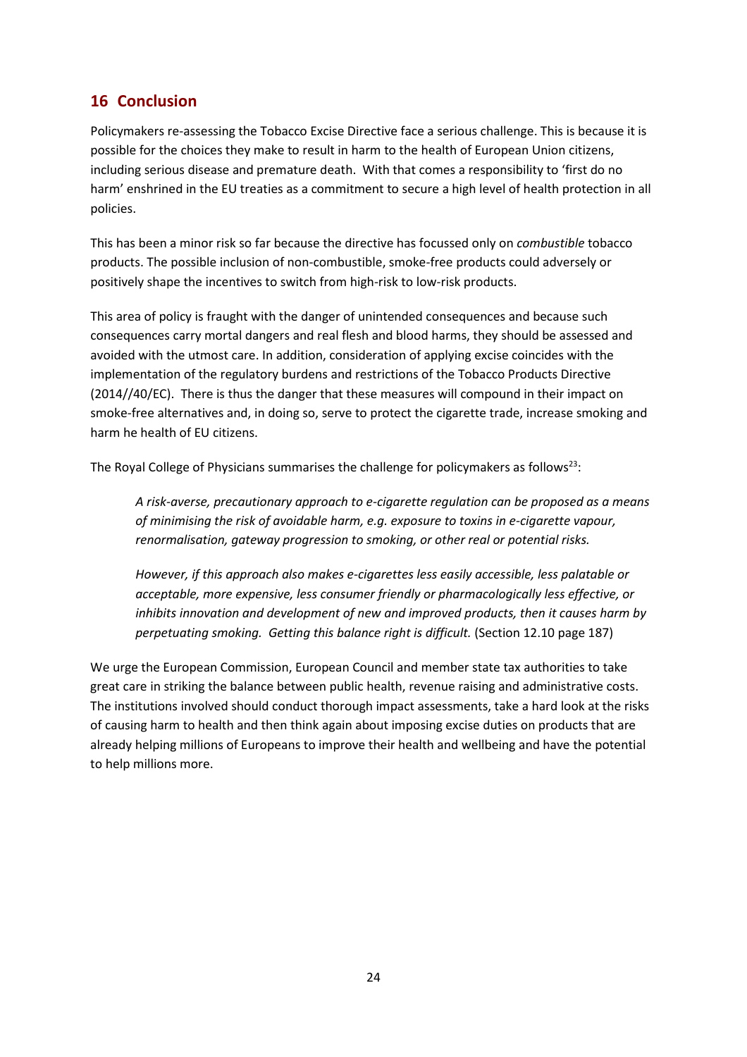## 16 Conclusion

Policymakers re-assessing the Tobacco Excise Directive face a serious challenge. This is because it is possible for the choices they make to result in harm to the health of European Union citizens, including serious disease and premature death. With that comes a responsibility to 'first do no harm' enshrined in the EU treaties as a commitment to secure a high level of health protection in all policies.

This has been a minor risk so far because the directive has focussed only on *combustible* tobacco products. The possible inclusion of non-combustible, smoke-free products could adversely or positively shape the incentives to switch from high-risk to low-risk products.

This area of policy is fraught with the danger of unintended consequences and because such consequences carry mortal dangers and real flesh and blood harms, they should be assessed and avoided with the utmost care. In addition, consideration of applying excise coincides with the implementation of the regulatory burdens and restrictions of the Tobacco Products Directive (2014//40/EC). There is thus the danger that these measures will compound in their impact on smoke-free alternatives and, in doing so, serve to protect the cigarette trade, increase smoking and harm he health of EU citizens.

The Royal College of Physicians summarises the challenge for policymakers as follows[23]:

> *A risk-averse, precautionary approach to e-cigarette regulation can be proposed as a means of minimising the risk of avoidable harm, e.g. exposure to toxins in e-cigarette vapour, renormalisation, gateway progression to smoking, or other real or potential risks.*
>
> *However, if this approach also makes e-cigarettes less easily accessible, less palatable or acceptable, more expensive, less consumer friendly or pharmacologically less effective, or inhibits innovation and development of new and improved products, then it causes harm by perpetuating smoking. Getting this balance right is difficult.* (Section 12.10 page 187)

We urge the European Commission, European Council and member state tax authorities to take great care in striking the balance between public health, revenue raising and administrative costs. The institutions involved should conduct thorough impact assessments, take a hard look at the risks of causing harm to health and then think again about imposing excise duties on products that are already helping millions of Europeans to improve their health and wellbeing and have the potential to help millions more.